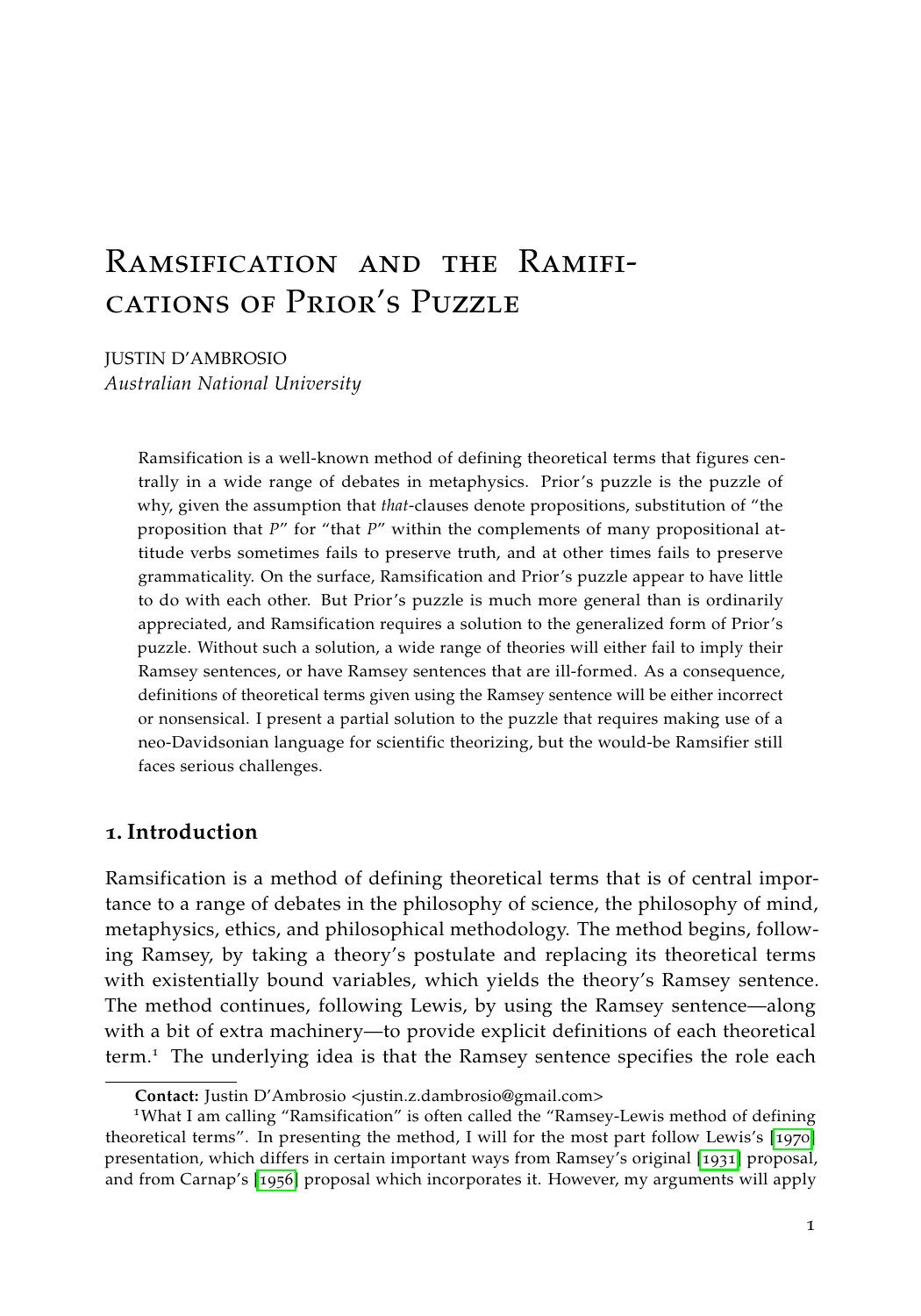# Ramsification and the Ramifications of Prior's Puzzle

JUSTIN D'AMBROSIO
*Australian National University*

Ramsification is a well-known method of defining theoretical terms that figures centrally in a wide range of debates in metaphysics. Prior's puzzle is the puzzle of why, given the assumption that *that*-clauses denote propositions, substitution of "the proposition that *P*" for "that *P*" within the complements of many propositional attitude verbs sometimes fails to preserve truth, and at other times fails to preserve grammaticality. On the surface, Ramsification and Prior's puzzle appear to have little to do with each other. But Prior's puzzle is much more general than is ordinarily appreciated, and Ramsification requires a solution to the generalized form of Prior's puzzle. Without such a solution, a wide range of theories will either fail to imply their Ramsey sentences, or have Ramsey sentences that are ill-formed. As a consequence, definitions of theoretical terms given using the Ramsey sentence will be either incorrect or nonsensical. I present a partial solution to the puzzle that requires making use of a neo-Davidsonian language for scientific theorizing, but the would-be Ramsifier still faces serious challenges.

## 1. Introduction

Ramsification is a method of defining theoretical terms that is of central importance to a range of debates in the philosophy of science, the philosophy of mind, metaphysics, ethics, and philosophical methodology. The method begins, following Ramsey, by taking a theory's postulate and replacing its theoretical terms with existentially bound variables, which yields the theory's Ramsey sentence. The method continues, following Lewis, by using the Ramsey sentence—along with a bit of extra machinery—to provide explicit definitions of each theoretical term.[1] The underlying idea is that the Ramsey sentence specifies the role each

---

**Contact:** Justin D'Ambrosio <justin.z.dambrosio@gmail.com>

[1]What I am calling "Ramsification" is often called the "Ramsey-Lewis method of defining theoretical terms". In presenting the method, I will for the most part follow Lewis's [1970] presentation, which differs in certain important ways from Ramsey's original [1931] proposal, and from Carnap's [1956] proposal which incorporates it. However, my arguments will apply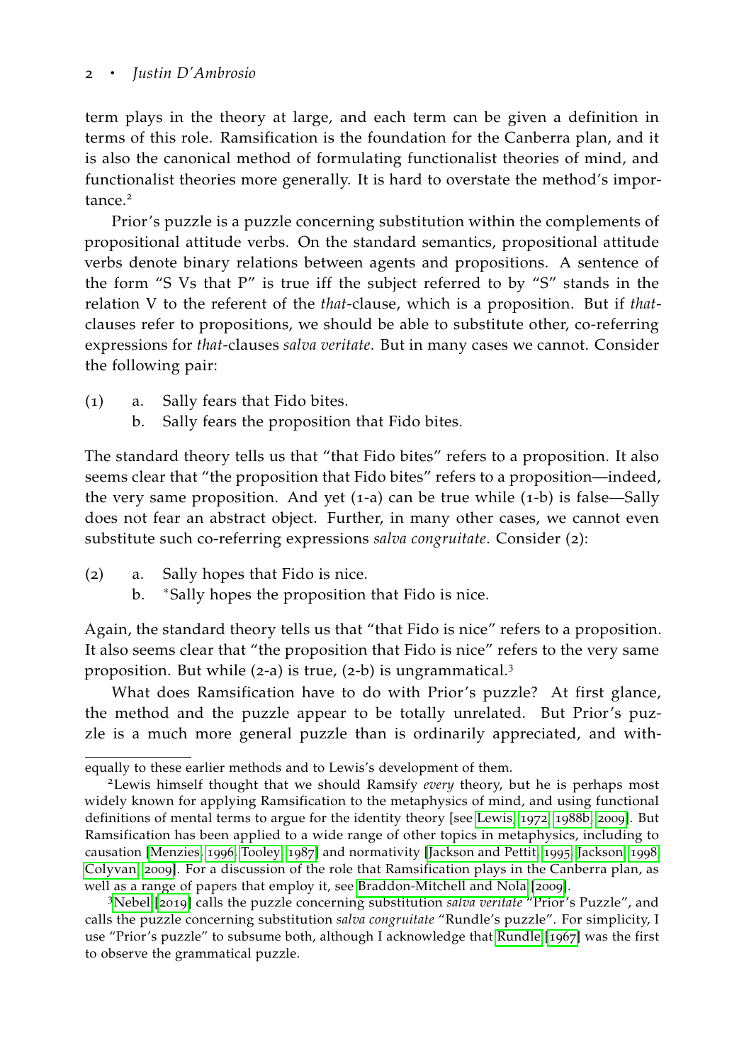term plays in the theory at large, and each term can be given a definition in terms of this role. Ramsification is the foundation for the Canberra plan, and it is also the canonical method of formulating functionalist theories of mind, and functionalist theories more generally. It is hard to overstate the method's importance.[2]

Prior's puzzle is a puzzle concerning substitution within the complements of propositional attitude verbs. On the standard semantics, propositional attitude verbs denote binary relations between agents and propositions. A sentence of the form "S Vs that P" is true iff the subject referred to by "S" stands in the relation V to the referent of the *that*-clause, which is a proposition. But if *that*-clauses refer to propositions, we should be able to substitute other, co-referring expressions for *that*-clauses *salva veritate*. But in many cases we cannot. Consider the following pair:

(1) a. Sally fears that Fido bites.
 b. Sally fears the proposition that Fido bites.

The standard theory tells us that "that Fido bites" refers to a proposition. It also seems clear that "the proposition that Fido bites" refers to a proposition—indeed, the very same proposition. And yet (1-a) can be true while (1-b) is false—Sally does not fear an abstract object. Further, in many other cases, we cannot even substitute such co-referring expressions *salva congruitate*. Consider (2):

(2) a. Sally hopes that Fido is nice.
 b. *Sally hopes the proposition that Fido is nice.

Again, the standard theory tells us that "that Fido is nice" refers to a proposition. It also seems clear that "the proposition that Fido is nice" refers to the very same proposition. But while (2-a) is true, (2-b) is ungrammatical.[3]

What does Ramsification have to do with Prior's puzzle? At first glance, the method and the puzzle appear to be totally unrelated. But Prior's puzzle is a much more general puzzle than is ordinarily appreciated, and with-

---

equally to these earlier methods and to Lewis's development of them.

[2] Lewis himself thought that we should Ramsify *every* theory, but he is perhaps most widely known for applying Ramsification to the metaphysics of mind, and using functional definitions of mental terms to argue for the identity theory [see Lewis, 1972, 1988b, 2009]. But Ramsification has been applied to a wide range of other topics in metaphysics, including to causation [Menzies, 1996, Tooley, 1987] and normativity [Jackson and Pettit, 1995, Jackson, 1998, Colyvan, 2009]. For a discussion of the role that Ramsification plays in the Canberra plan, as well as a range of papers that employ it, see Braddon-Mitchell and Nola [2009].

[3] Nebel [2019] calls the puzzle concerning substitution *salva veritate* "Prior's Puzzle", and calls the puzzle concerning substitution *salva congruitate* "Rundle's puzzle". For simplicity, I use "Prior's puzzle" to subsume both, although I acknowledge that Rundle [1967] was the first to observe the grammatical puzzle.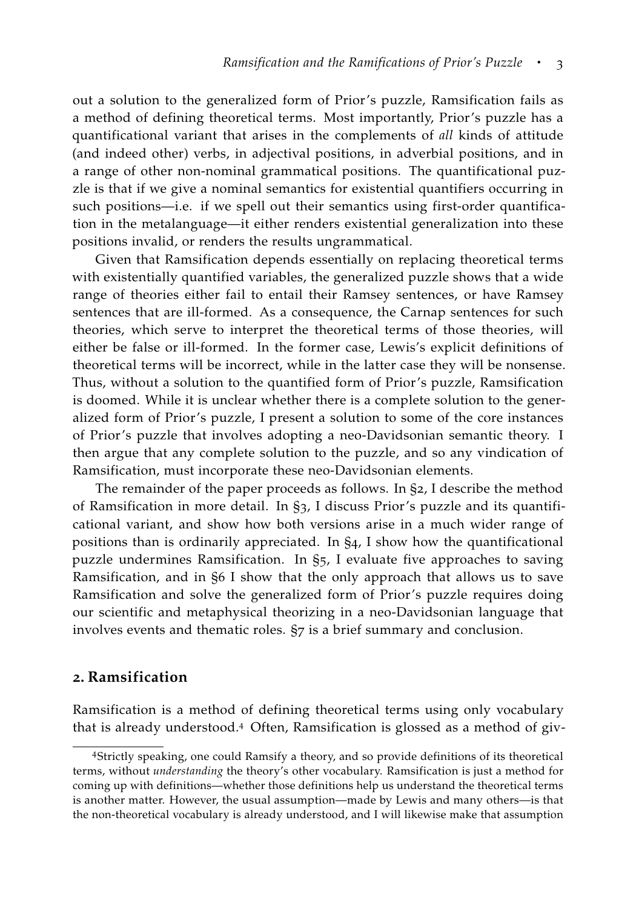out a solution to the generalized form of Prior's puzzle, Ramsification fails as a method of defining theoretical terms. Most importantly, Prior's puzzle has a quantificational variant that arises in the complements of *all* kinds of attitude (and indeed other) verbs, in adjectival positions, in adverbial positions, and in a range of other non-nominal grammatical positions. The quantificational puzzle is that if we give a nominal semantics for existential quantifiers occurring in such positions—i.e. if we spell out their semantics using first-order quantification in the metalanguage—it either renders existential generalization into these positions invalid, or renders the results ungrammatical.

Given that Ramsification depends essentially on replacing theoretical terms with existentially quantified variables, the generalized puzzle shows that a wide range of theories either fail to entail their Ramsey sentences, or have Ramsey sentences that are ill-formed. As a consequence, the Carnap sentences for such theories, which serve to interpret the theoretical terms of those theories, will either be false or ill-formed. In the former case, Lewis's explicit definitions of theoretical terms will be incorrect, while in the latter case they will be nonsense. Thus, without a solution to the quantified form of Prior's puzzle, Ramsification is doomed. While it is unclear whether there is a complete solution to the generalized form of Prior's puzzle, I present a solution to some of the core instances of Prior's puzzle that involves adopting a neo-Davidsonian semantic theory. I then argue that any complete solution to the puzzle, and so any vindication of Ramsification, must incorporate these neo-Davidsonian elements.

The remainder of the paper proceeds as follows. In §2, I describe the method of Ramsification in more detail. In §3, I discuss Prior's puzzle and its quantificational variant, and show how both versions arise in a much wider range of positions than is ordinarily appreciated. In §4, I show how the quantificational puzzle undermines Ramsification. In §5, I evaluate five approaches to saving Ramsification, and in §6 I show that the only approach that allows us to save Ramsification and solve the generalized form of Prior's puzzle requires doing our scientific and metaphysical theorizing in a neo-Davidsonian language that involves events and thematic roles. §7 is a brief summary and conclusion.

## 2. Ramsification

Ramsification is a method of defining theoretical terms using only vocabulary that is already understood.[4] Often, Ramsification is glossed as a method of giv-

[4]Strictly speaking, one could Ramsify a theory, and so provide definitions of its theoretical terms, without *understanding* the theory's other vocabulary. Ramsification is just a method for coming up with definitions—whether those definitions help us understand the theoretical terms is another matter. However, the usual assumption—made by Lewis and many others—is that the non-theoretical vocabulary is already understood, and I will likewise make that assumption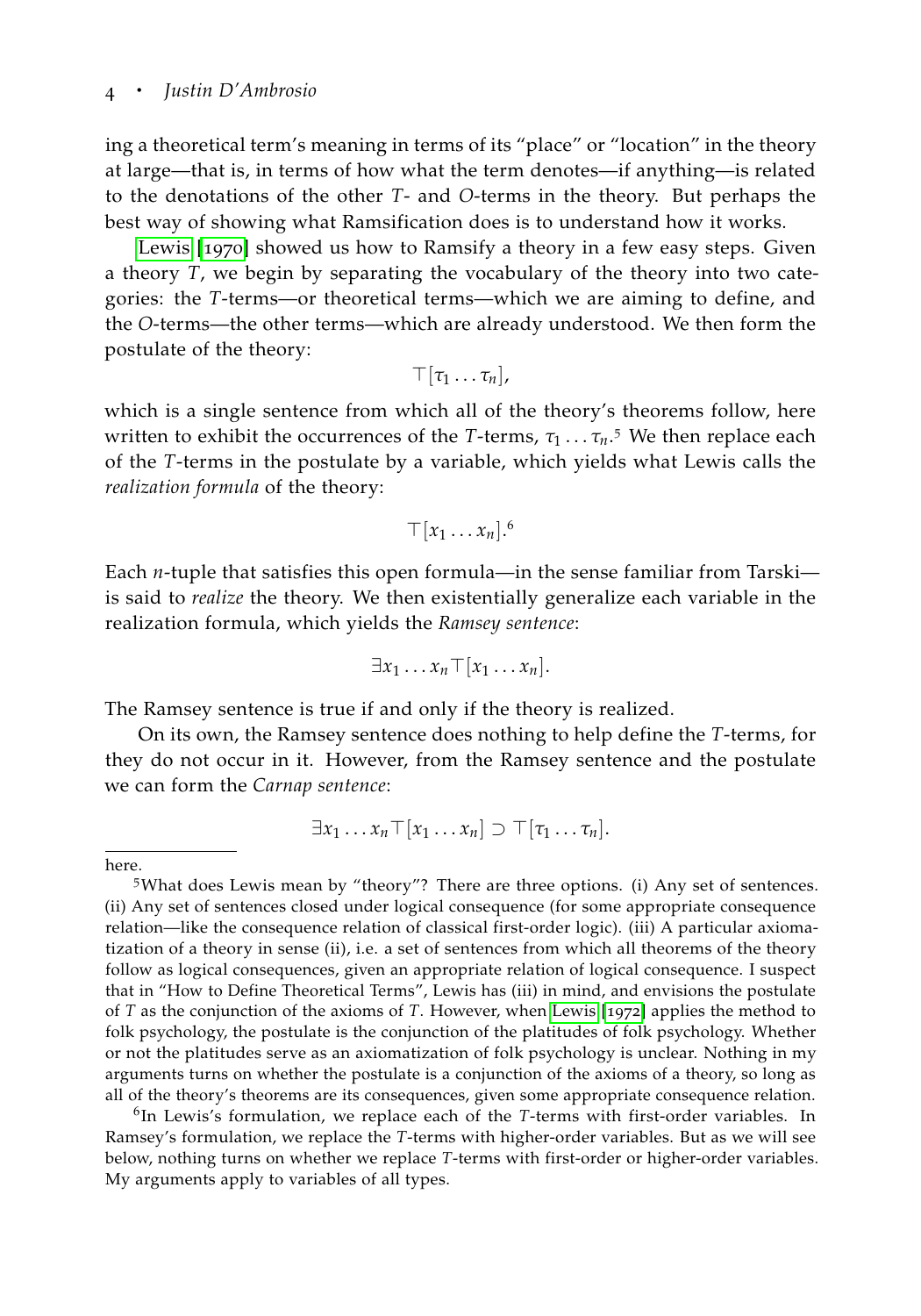ing a theoretical term's meaning in terms of its "place" or "location" in the theory at large—that is, in terms of how what the term denotes—if anything—is related to the denotations of the other $T$- and $O$-terms in the theory. But perhaps the best way of showing what Ramsification does is to understand how it works.

Lewis [1970] showed us how to Ramsify a theory in a few easy steps. Given a theory $T$, we begin by separating the vocabulary of the theory into two categories: the $T$-terms—or theoretical terms—which we are aiming to define, and the $O$-terms—the other terms—which are already understood. We then form the postulate of the theory:

$$\top[\tau_1 \dots \tau_n],$$

which is a single sentence from which all of the theory's theorems follow, here written to exhibit the occurrences of the $T$-terms, $\tau_1 \dots \tau_n$.[5] We then replace each of the $T$-terms in the postulate by a variable, which yields what Lewis calls the *realization formula* of the theory:

$$\top[x_1 \dots x_n].$$ [6]

Each $n$-tuple that satisfies this open formula—in the sense familiar from Tarski—is said to *realize* the theory. We then existentially generalize each variable in the realization formula, which yields the *Ramsey sentence*:

$$\exists x_1 \dots x_n \top[x_1 \dots x_n].$$

The Ramsey sentence is true if and only if the theory is realized.

On its own, the Ramsey sentence does nothing to help define the $T$-terms, for they do not occur in it. However, from the Ramsey sentence and the postulate we can form the *Carnap sentence*:

$$\exists x_1 \dots x_n \top[x_1 \dots x_n] \supset \top[\tau_1 \dots \tau_n].$$

---

here.

[5] What does Lewis mean by "theory"? There are three options. (i) Any set of sentences. (ii) Any set of sentences closed under logical consequence (for some appropriate consequence relation—like the consequence relation of classical first-order logic). (iii) A particular axiomatization of a theory in sense (ii), i.e. a set of sentences from which all theorems of the theory follow as logical consequences, given an appropriate relation of logical consequence. I suspect that in "How to Define Theoretical Terms", Lewis has (iii) in mind, and envisions the postulate of $T$ as the conjunction of the axioms of $T$. However, when Lewis [1972] applies the method to folk psychology, the postulate is the conjunction of the platitudes of folk psychology. Whether or not the platitudes serve as an axiomatization of folk psychology is unclear. Nothing in my arguments turns on whether the postulate is a conjunction of the axioms of a theory, so long as all of the theory's theorems are its consequences, given some appropriate consequence relation.

[6] In Lewis's formulation, we replace each of the $T$-terms with first-order variables. In Ramsey's formulation, we replace the $T$-terms with higher-order variables. But as we will see below, nothing turns on whether we replace $T$-terms with first-order or higher-order variables. My arguments apply to variables of all types.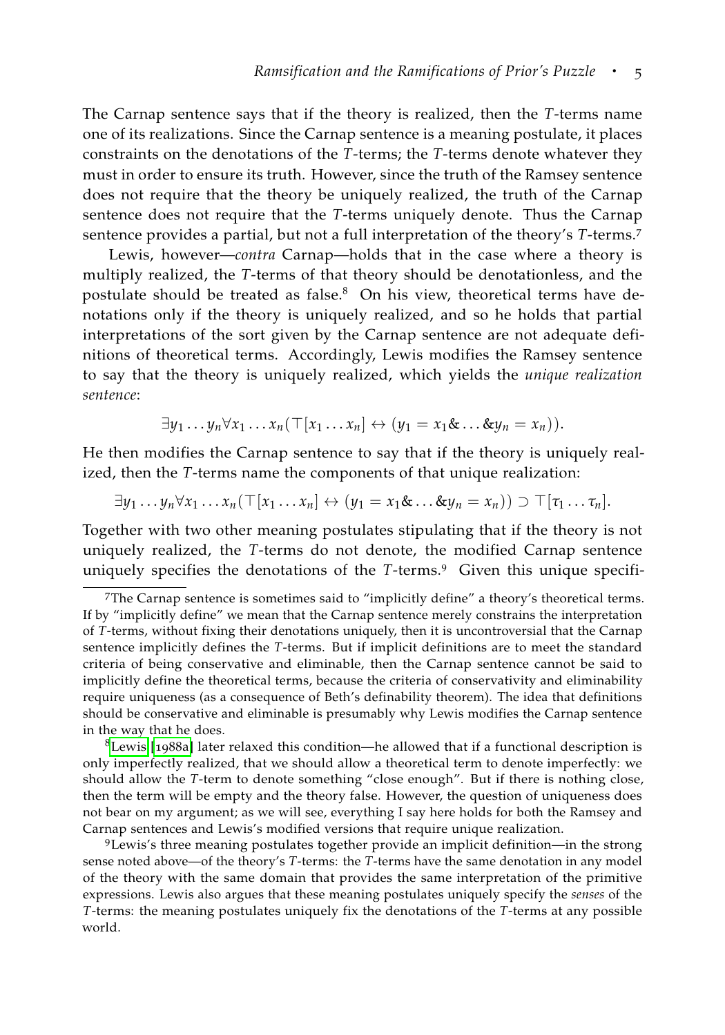The Carnap sentence says that if the theory is realized, then the $T$-terms name one of its realizations. Since the Carnap sentence is a meaning postulate, it places constraints on the denotations of the $T$-terms; the $T$-terms denote whatever they must in order to ensure its truth. However, since the truth of the Ramsey sentence does not require that the theory be uniquely realized, the truth of the Carnap sentence does not require that the $T$-terms uniquely denote. Thus the Carnap sentence provides a partial, but not a full interpretation of the theory's $T$-terms.[7]

Lewis, however—*contra* Carnap—holds that in the case where a theory is multiply realized, the $T$-terms of that theory should be denotationless, and the postulate should be treated as false.[8] On his view, theoretical terms have denotations only if the theory is uniquely realized, and so he holds that partial interpretations of the sort given by the Carnap sentence are not adequate definitions of theoretical terms. Accordingly, Lewis modifies the Ramsey sentence to say that the theory is uniquely realized, which yields the *unique realization sentence*:

$$\exists y_1 \dots y_n \forall x_1 \dots x_n (\top[x_1 \dots x_n] \leftrightarrow (y_1 = x_1 \& \dots \& y_n = x_n)).$$

He then modifies the Carnap sentence to say that if the theory is uniquely realized, then the $T$-terms name the components of that unique realization:

$$\exists y_1 \dots y_n \forall x_1 \dots x_n (\top[x_1 \dots x_n] \leftrightarrow (y_1 = x_1 \& \dots \& y_n = x_n)) \supset \top[\tau_1 \dots \tau_n].$$

Together with two other meaning postulates stipulating that if the theory is not uniquely realized, the $T$-terms do not denote, the modified Carnap sentence uniquely specifies the denotations of the $T$-terms.[9] Given this unique specifi-

---

[7] The Carnap sentence is sometimes said to "implicitly define" a theory's theoretical terms. If by "implicitly define" we mean that the Carnap sentence merely constrains the interpretation of $T$-terms, without fixing their denotations uniquely, then it is uncontroversial that the Carnap sentence implicitly defines the $T$-terms. But if implicit definitions are to meet the standard criteria of being conservative and eliminable, then the Carnap sentence cannot be said to implicitly define the theoretical terms, because the criteria of conservativity and eliminability require uniqueness (as a consequence of Beth's definability theorem). The idea that definitions should be conservative and eliminable is presumably why Lewis modifies the Carnap sentence in the way that he does.

[8] Lewis [1988a] later relaxed this condition—he allowed that if a functional description is only imperfectly realized, that we should allow a theoretical term to denote imperfectly: we should allow the $T$-term to denote something "close enough". But if there is nothing close, then the term will be empty and the theory false. However, the question of uniqueness does not bear on my argument; as we will see, everything I say here holds for both the Ramsey and Carnap sentences and Lewis's modified versions that require unique realization.

[9] Lewis's three meaning postulates together provide an implicit definition—in the strong sense noted above—of the theory's $T$-terms: the $T$-terms have the same denotation in any model of the theory with the same domain that provides the same interpretation of the primitive expressions. Lewis also argues that these meaning postulates uniquely specify the *senses* of the $T$-terms: the meaning postulates uniquely fix the denotations of the $T$-terms at any possible world.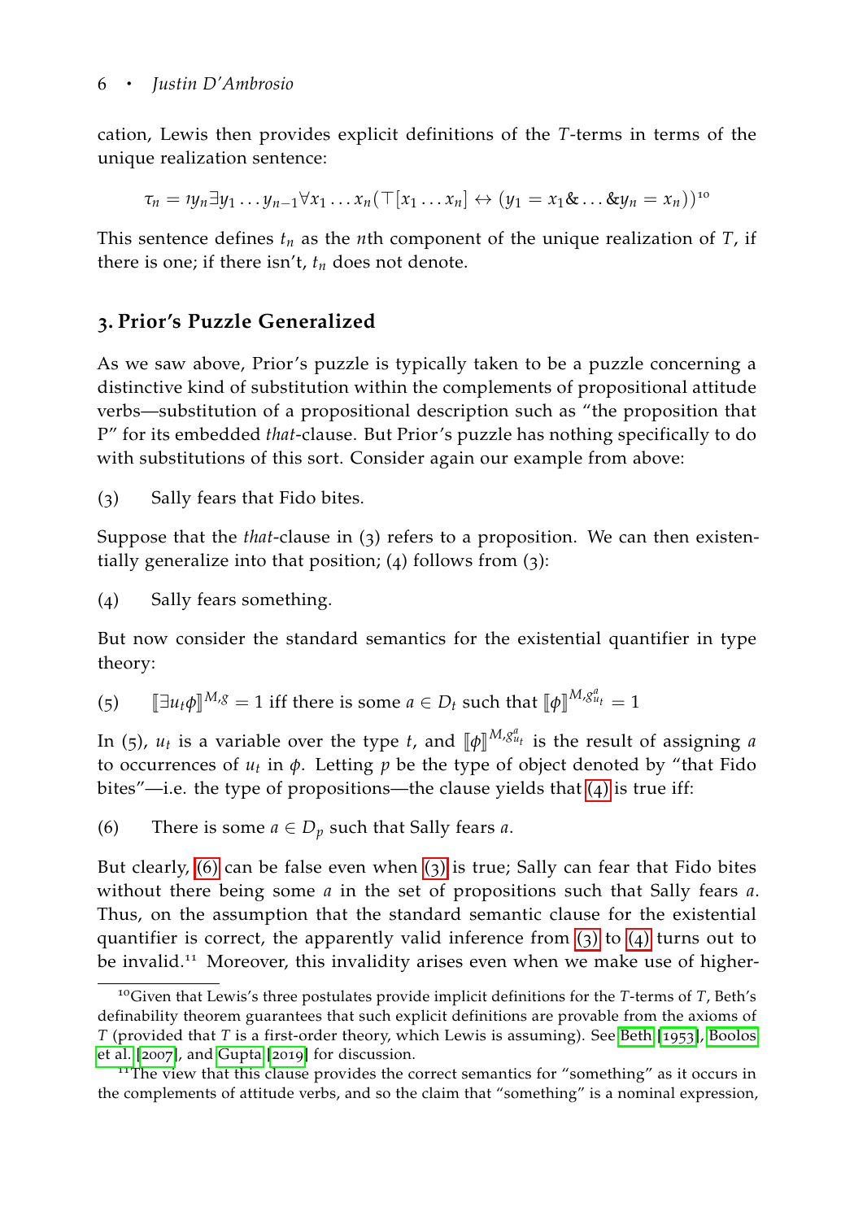cation, Lewis then provides explicit definitions of the $T$-terms in terms of the unique realization sentence:

$$\tau_n = \iota y_n \exists y_1 \ldots y_{n-1} \forall x_1 \ldots x_n (\top[x_1 \ldots x_n] \leftrightarrow (y_1 = x_1 \& \ldots \& y_n = x_n))$$ [10]

This sentence defines $t_n$ as the $n$th component of the unique realization of $T$, if there is one; if there isn't, $t_n$ does not denote.

## 3. Prior's Puzzle Generalized

As we saw above, Prior's puzzle is typically taken to be a puzzle concerning a distinctive kind of substitution within the complements of propositional attitude verbs—substitution of a propositional description such as "the proposition that P" for its embedded *that*-clause. But Prior's puzzle has nothing specifically to do with substitutions of this sort. Consider again our example from above:

(3) Sally fears that Fido bites.

Suppose that the *that*-clause in (3) refers to a proposition. We can then existentially generalize into that position; (4) follows from (3):

(4) Sally fears something.

But now consider the standard semantics for the existential quantifier in type theory:

(5) $[\![\exists u_t \phi]\!]^{M,g} = 1$ iff there is some $a \in D_t$ such that $[\![\phi]\!]^{M,g^a_{u_t}} = 1$

In (5), $u_t$ is a variable over the type $t$, and $[\![\phi]\!]^{M,g^a_{u_t}}$ is the result of assigning $a$ to occurrences of $u_t$ in $\phi$. Letting $p$ be the type of object denoted by "that Fido bites"—i.e. the type of propositions—the clause yields that (4) is true iff:

(6) There is some $a \in D_p$ such that Sally fears $a$.

But clearly, (6) can be false even when (3) is true; Sally can fear that Fido bites without there being some $a$ in the set of propositions such that Sally fears $a$. Thus, on the assumption that the standard semantic clause for the existential quantifier is correct, the apparently valid inference from (3) to (4) turns out to be invalid.[11] Moreover, this invalidity arises even when we make use of higher-

[10] Given that Lewis's three postulates provide implicit definitions for the $T$-terms of $T$, Beth's definability theorem guarantees that such explicit definitions are provable from the axioms of $T$ (provided that $T$ is a first-order theory, which Lewis is assuming). See Beth [1953], Boolos et al. [2007], and Gupta [2019] for discussion.

[11] The view that this clause provides the correct semantics for "something" as it occurs in the complements of attitude verbs, and so the claim that "something" is a nominal expression,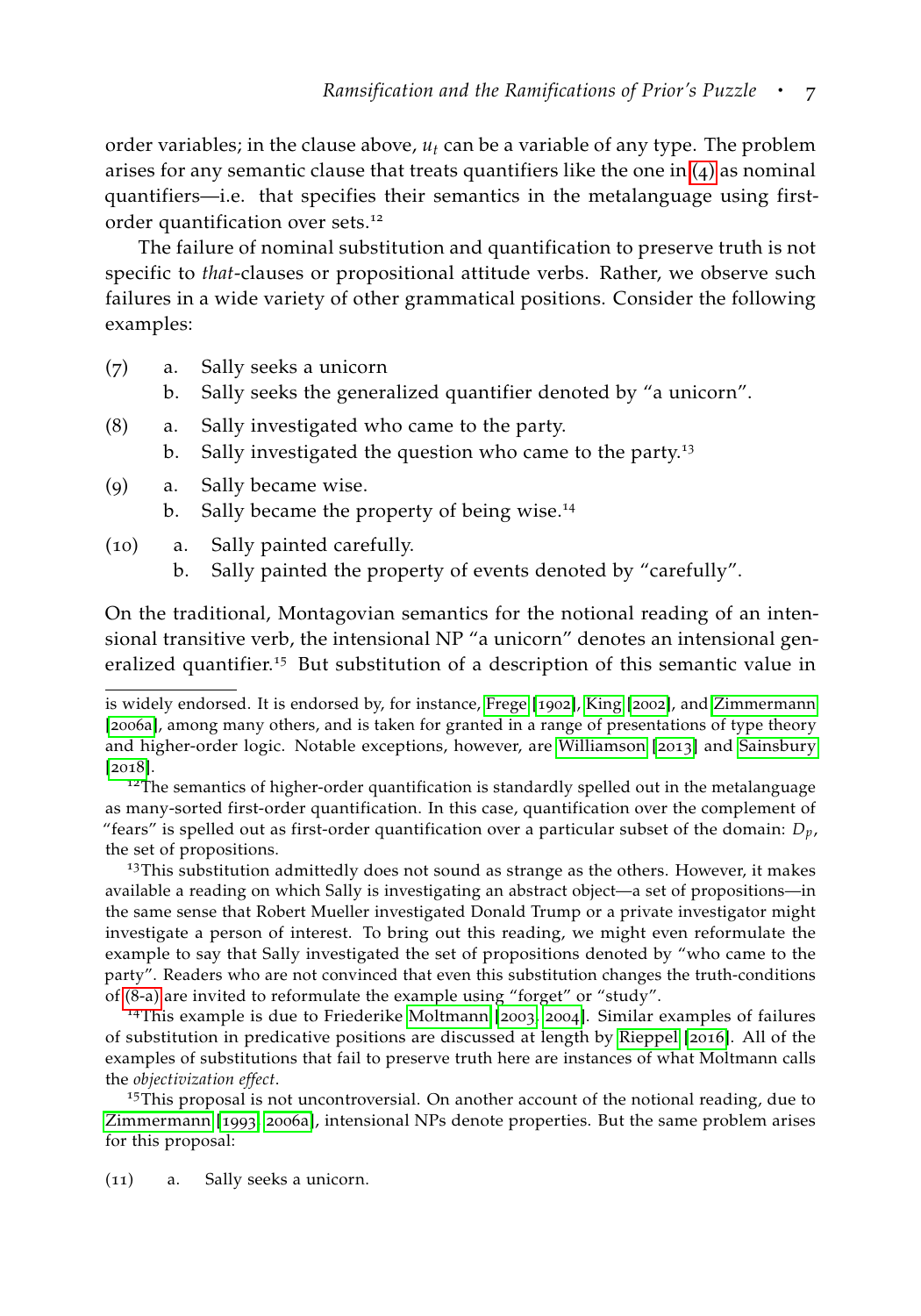order variables; in the clause above, $u_t$ can be a variable of any type. The problem arises for any semantic clause that treats quantifiers like the one in (4) as nominal quantifiers—i.e. that specifies their semantics in the metalanguage using first-order quantification over sets.[12]

The failure of nominal substitution and quantification to preserve truth is not specific to *that*-clauses or propositional attitude verbs. Rather, we observe such failures in a wide variety of other grammatical positions. Consider the following examples:

(7) a. Sally seeks a unicorn
    b. Sally seeks the generalized quantifier denoted by "a unicorn".

(8) a. Sally investigated who came to the party.
    b. Sally investigated the question who came to the party.[13]

(9) a. Sally became wise.
    b. Sally became the property of being wise.[14]

(10) a. Sally painted carefully.
     b. Sally painted the property of events denoted by "carefully".

On the traditional, Montagovian semantics for the notional reading of an intensional transitive verb, the intensional NP "a unicorn" denotes an intensional generalized quantifier.[15] But substitution of a description of this semantic value in

---

is widely endorsed. It is endorsed by, for instance, Frege [1902], King [2002], and Zimmermann [2006a], among many others, and is taken for granted in a range of presentations of type theory and higher-order logic. Notable exceptions, however, are Williamson [2013] and Sainsbury [2018].

[12] The semantics of higher-order quantification is standardly spelled out in the metalanguage as many-sorted first-order quantification. In this case, quantification over the complement of "fears" is spelled out as first-order quantification over a particular subset of the domain: $D_p$, the set of propositions.

[13] This substitution admittedly does not sound as strange as the others. However, it makes available a reading on which Sally is investigating an abstract object—a set of propositions—in the same sense that Robert Mueller investigated Donald Trump or a private investigator might investigate a person of interest. To bring out this reading, we might even reformulate the example to say that Sally investigated the set of propositions denoted by "who came to the party". Readers who are not convinced that even this substitution changes the truth-conditions of (8-a) are invited to reformulate the example using "forget" or "study".

[14] This example is due to Friederike Moltmann [2003, 2004]. Similar examples of failures of substitution in predicative positions are discussed at length by Rieppel [2016]. All of the examples of substitutions that fail to preserve truth here are instances of what Moltmann calls the *objectivization effect*.

[15] This proposal is not uncontroversial. On another account of the notional reading, due to Zimmermann [1993, 2006a], intensional NPs denote properties. But the same problem arises for this proposal:

(11) a. Sally seeks a unicorn.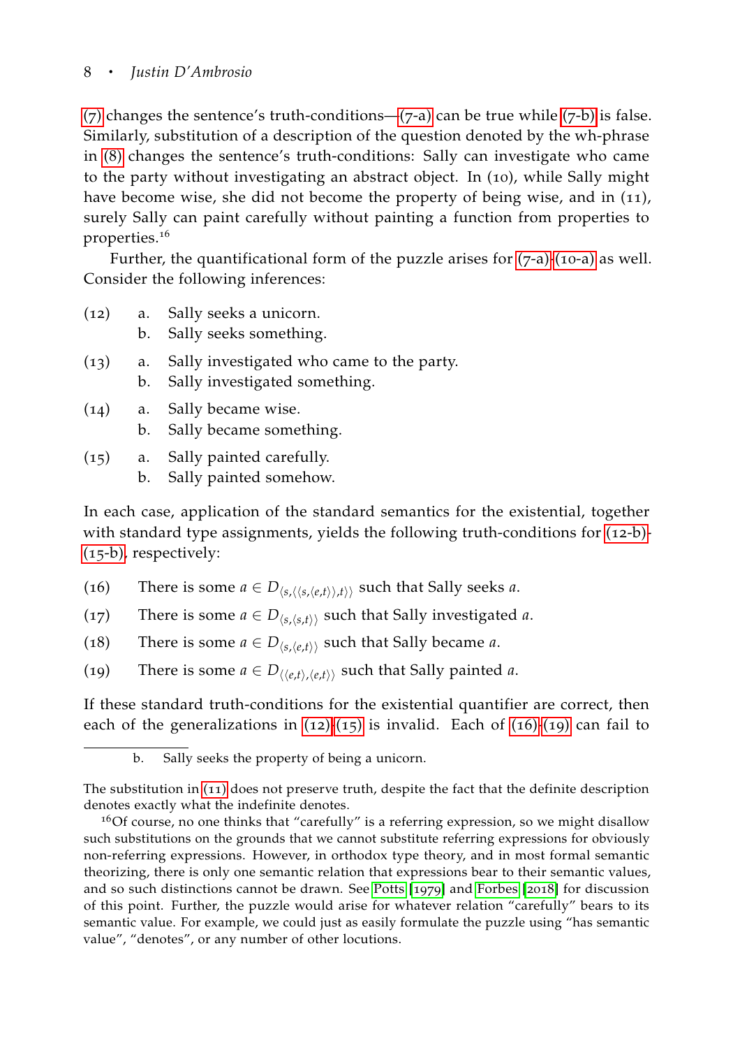(7) changes the sentence's truth-conditions—(7-a) can be true while (7-b) is false. Similarly, substitution of a description of the question denoted by the wh-phrase in (8) changes the sentence's truth-conditions: Sally can investigate who came to the party without investigating an abstract object. In (10), while Sally might have become wise, she did not become the property of being wise, and in (11), surely Sally can paint carefully without painting a function from properties to properties.[16]

Further, the quantificational form of the puzzle arises for (7-a)-(10-a) as well. Consider the following inferences:

(12) a. Sally seeks a unicorn.
  b. Sally seeks something.

(13) a. Sally investigated who came to the party.
  b. Sally investigated something.

(14) a. Sally became wise.
  b. Sally became something.

(15) a. Sally painted carefully.
  b. Sally painted somehow.

In each case, application of the standard semantics for the existential, together with standard type assignments, yields the following truth-conditions for (12-b)-(15-b), respectively:

(16) There is some $a \in D_{\langle s,\langle\langle s,\langle e,t\rangle\rangle,t\rangle\rangle}$ such that Sally seeks $a$.

(17) There is some $a \in D_{\langle s,\langle s,t\rangle\rangle}$ such that Sally investigated $a$.

(18) There is some $a \in D_{\langle s,\langle e,t\rangle\rangle}$ such that Sally became $a$.

(19) There is some $a \in D_{\langle\langle e,t\rangle,\langle e,t\rangle\rangle}$ such that Sally painted $a$.

If these standard truth-conditions for the existential quantifier are correct, then each of the generalizations in (12)-(15) is invalid. Each of (16)-(19) can fail to

---

b. Sally seeks the property of being a unicorn.

The substitution in (11) does not preserve truth, despite the fact that the definite description denotes exactly what the indefinite denotes.

[16] Of course, no one thinks that "carefully" is a referring expression, so we might disallow such substitutions on the grounds that we cannot substitute referring expressions for obviously non-referring expressions. However, in orthodox type theory, and in most formal semantic theorizing, there is only one semantic relation that expressions bear to their semantic values, and so such distinctions cannot be drawn. See Potts [1979] and Forbes [2018] for discussion of this point. Further, the puzzle would arise for whatever relation "carefully" bears to its semantic value. For example, we could just as easily formulate the puzzle using "has semantic value", "denotes", or any number of other locutions.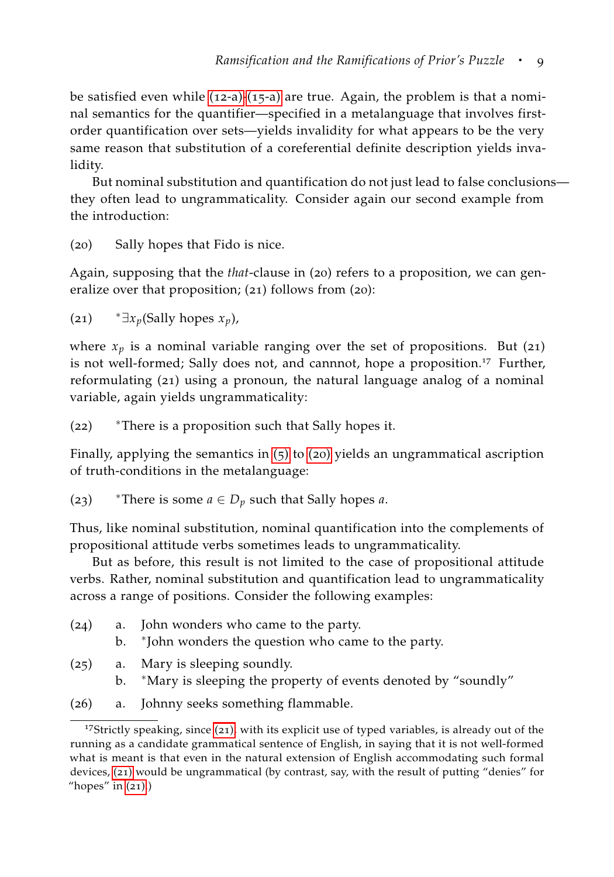be satisfied even while (12-a)-(15-a) are true. Again, the problem is that a nominal semantics for the quantifier—specified in a metalanguage that involves first-order quantification over sets—yields invalidity for what appears to be the very same reason that substitution of a coreferential definite description yields invalidity.

But nominal substitution and quantification do not just lead to false conclusions—they often lead to ungrammaticality. Consider again our second example from the introduction:

(20) Sally hopes that Fido is nice.

Again, supposing that the *that*-clause in (20) refers to a proposition, we can generalize over that proposition; (21) follows from (20):

(21) $^*\exists x_p$(Sally hopes $x_p$),

where $x_p$ is a nominal variable ranging over the set of propositions. But (21) is not well-formed; Sally does not, and cannnot, hope a proposition.[17] Further, reformulating (21) using a pronoun, the natural language analog of a nominal variable, again yields ungrammaticality:

(22) *There is a proposition such that Sally hopes it.

Finally, applying the semantics in (5) to (20) yields an ungrammatical ascription of truth-conditions in the metalanguage:

(23) *There is some $a \in D_p$ such that Sally hopes $a$.

Thus, like nominal substitution, nominal quantification into the complements of propositional attitude verbs sometimes leads to ungrammaticality.

But as before, this result is not limited to the case of propositional attitude verbs. Rather, nominal substitution and quantification lead to ungrammaticality across a range of positions. Consider the following examples:

(24) a. John wonders who came to the party.
b. *John wonders the question who came to the party.

(25) a. Mary is sleeping soundly.
b. *Mary is sleeping the property of events denoted by "soundly"

(26) a. Johnny seeks something flammable.

[17] Strictly speaking, since (21), with its explicit use of typed variables, is already out of the running as a candidate grammatical sentence of English, in saying that it is not well-formed what is meant is that even in the natural extension of English accommodating such formal devices, (21) would be ungrammatical (by contrast, say, with the result of putting "denies" for "hopes" in (21).)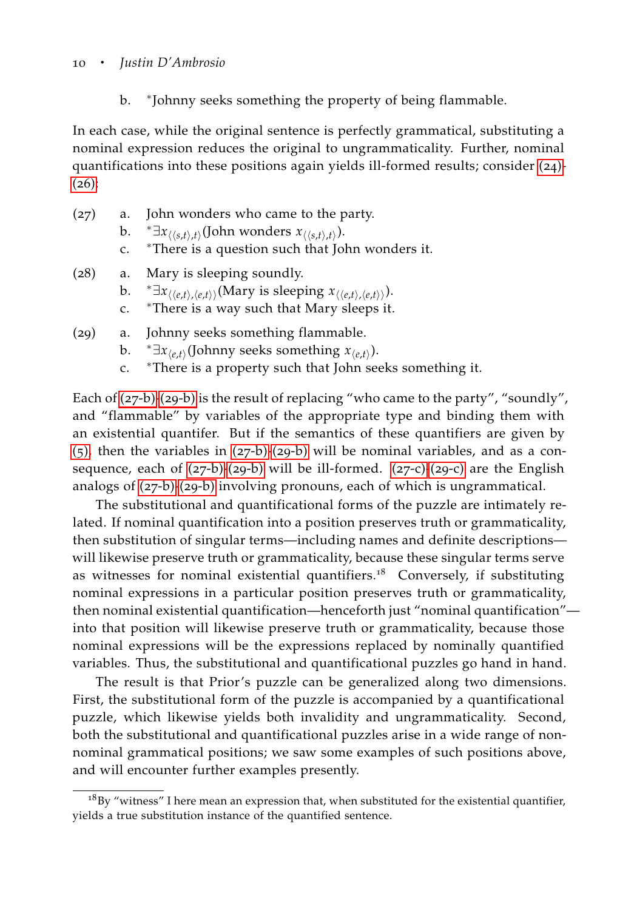b. *Johnny seeks something the property of being flammable.

In each case, while the original sentence is perfectly grammatical, substituting a nominal expression reduces the original to ungrammaticality. Further, nominal quantifications into these positions again yields ill-formed results; consider (24)-(26):

(27) a. John wonders who came to the party.
 b. *$\exists x_{\langle\langle s,t\rangle,t\rangle}$(John wonders $x_{\langle\langle s,t\rangle,t\rangle}$).
 c. *There is a question such that John wonders it.

(28) a. Mary is sleeping soundly.
 b. *$\exists x_{\langle\langle e,t\rangle,\langle e,t\rangle\rangle}$(Mary is sleeping $x_{\langle\langle e,t\rangle,\langle e,t\rangle\rangle}$).
 c. *There is a way such that Mary sleeps it.

(29) a. Johnny seeks something flammable.
 b. *$\exists x_{\langle e,t\rangle}$(Johnny seeks something $x_{\langle e,t\rangle}$).
 c. *There is a property such that John seeks something it.

Each of (27-b)-(29-b) is the result of replacing "who came to the party", "soundly", and "flammable" by variables of the appropriate type and binding them with an existential quantifer. But if the semantics of these quantifiers are given by (5), then the variables in (27-b)-(29-b) will be nominal variables, and as a consequence, each of (27-b)-(29-b) will be ill-formed. (27-c)-(29-c) are the English analogs of (27-b)-(29-b) involving pronouns, each of which is ungrammatical.

The substitutional and quantificational forms of the puzzle are intimately related. If nominal quantification into a position preserves truth or grammaticality, then substitution of singular terms—including names and definite descriptions—will likewise preserve truth or grammaticality, because these singular terms serve as witnesses for nominal existential quantifiers.[18] Conversely, if substituting nominal expressions in a particular position preserves truth or grammaticality, then nominal existential quantification—henceforth just "nominal quantification"—into that position will likewise preserve truth or grammaticality, because those nominal expressions will be the expressions replaced by nominally quantified variables. Thus, the substitutional and quantificational puzzles go hand in hand.

The result is that Prior's puzzle can be generalized along two dimensions. First, the substitutional form of the puzzle is accompanied by a quantificational puzzle, which likewise yields both invalidity and ungrammaticality. Second, both the substitutional and quantificational puzzles arise in a wide range of non-nominal grammatical positions; we saw some examples of such positions above, and will encounter further examples presently.

[18] By "witness" I here mean an expression that, when substituted for the existential quantifier, yields a true substitution instance of the quantified sentence.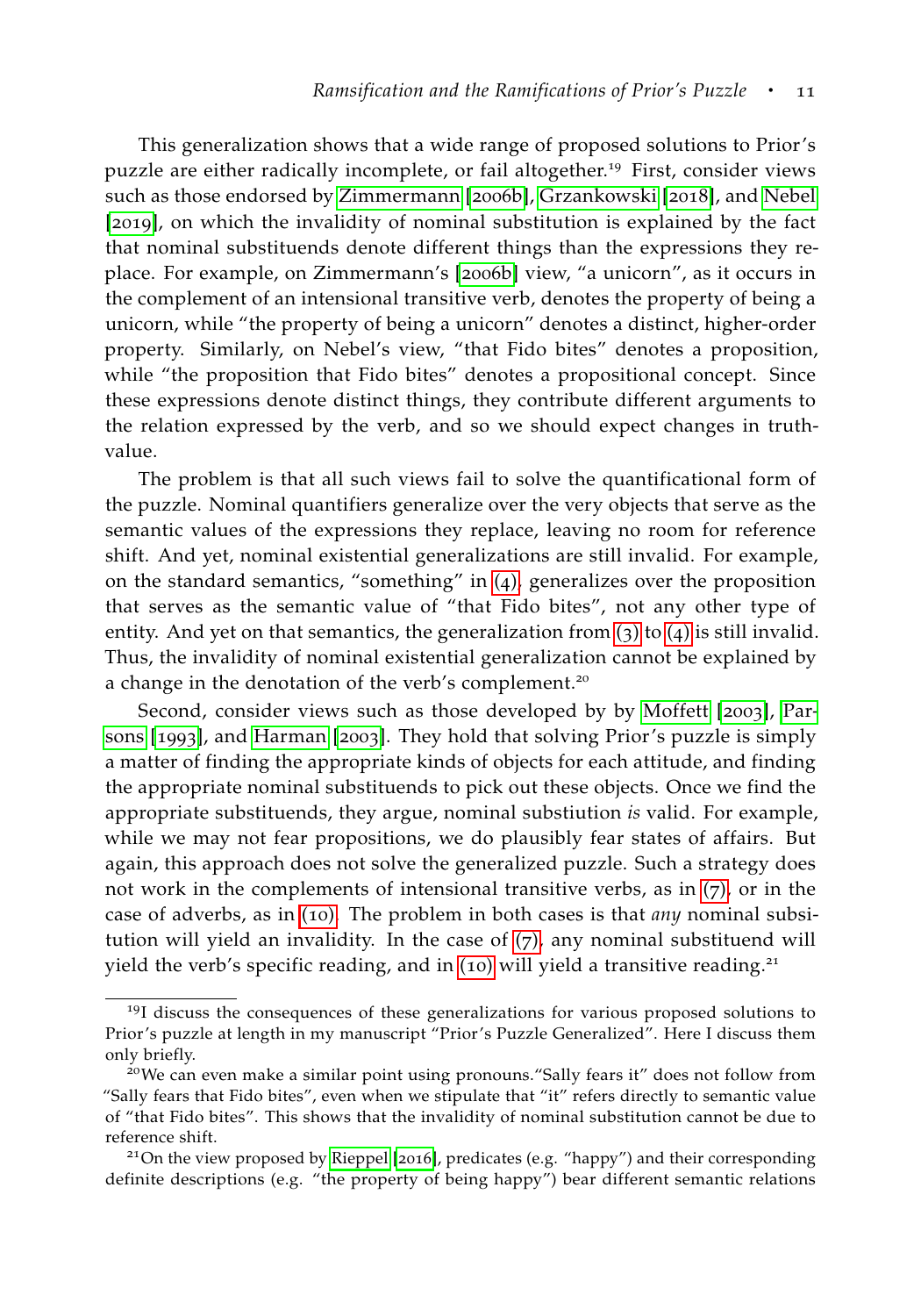This generalization shows that a wide range of proposed solutions to Prior's puzzle are either radically incomplete, or fail altogether.[19] First, consider views such as those endorsed by Zimmermann [2006b], Grzankowski [2018], and Nebel [2019], on which the invalidity of nominal substitution is explained by the fact that nominal substituends denote different things than the expressions they replace. For example, on Zimmermann's [2006b] view, "a unicorn", as it occurs in the complement of an intensional transitive verb, denotes the property of being a unicorn, while "the property of being a unicorn" denotes a distinct, higher-order property. Similarly, on Nebel's view, "that Fido bites" denotes a proposition, while "the proposition that Fido bites" denotes a propositional concept. Since these expressions denote distinct things, they contribute different arguments to the relation expressed by the verb, and so we should expect changes in truth-value.

The problem is that all such views fail to solve the quantificational form of the puzzle. Nominal quantifiers generalize over the very objects that serve as the semantic values of the expressions they replace, leaving no room for reference shift. And yet, nominal existential generalizations are still invalid. For example, on the standard semantics, "something" in (4) generalizes over the proposition that serves as the semantic value of "that Fido bites", not any other type of entity. And yet on that semantics, the generalization from (3) to (4) is still invalid. Thus, the invalidity of nominal existential generalization cannot be explained by a change in the denotation of the verb's complement.[20]

Second, consider views such as those developed by by Moffett [2003], Parsons [1993], and Harman [2003]. They hold that solving Prior's puzzle is simply a matter of finding the appropriate kinds of objects for each attitude, and finding the appropriate nominal substituends to pick out these objects. Once we find the appropriate substituends, they argue, nominal substiution *is* valid. For example, while we may not fear propositions, we do plausibly fear states of affairs. But again, this approach does not solve the generalized puzzle. Such a strategy does not work in the complements of intensional transitive verbs, as in (7), or in the case of adverbs, as in (10). The problem in both cases is that *any* nominal substitution will yield an invalidity. In the case of (7), any nominal substituend will yield the verb's specific reading, and in (10) will yield a transitive reading.[21]

[19] I discuss the consequences of these generalizations for various proposed solutions to Prior's puzzle at length in my manuscript "Prior's Puzzle Generalized". Here I discuss them only briefly.

[20] We can even make a similar point using pronouns."Sally fears it" does not follow from "Sally fears that Fido bites", even when we stipulate that "it" refers directly to semantic value of "that Fido bites". This shows that the invalidity of nominal substitution cannot be due to reference shift.

[21] On the view proposed by Rieppel [2016], predicates (e.g. "happy") and their corresponding definite descriptions (e.g. "the property of being happy") bear different semantic relations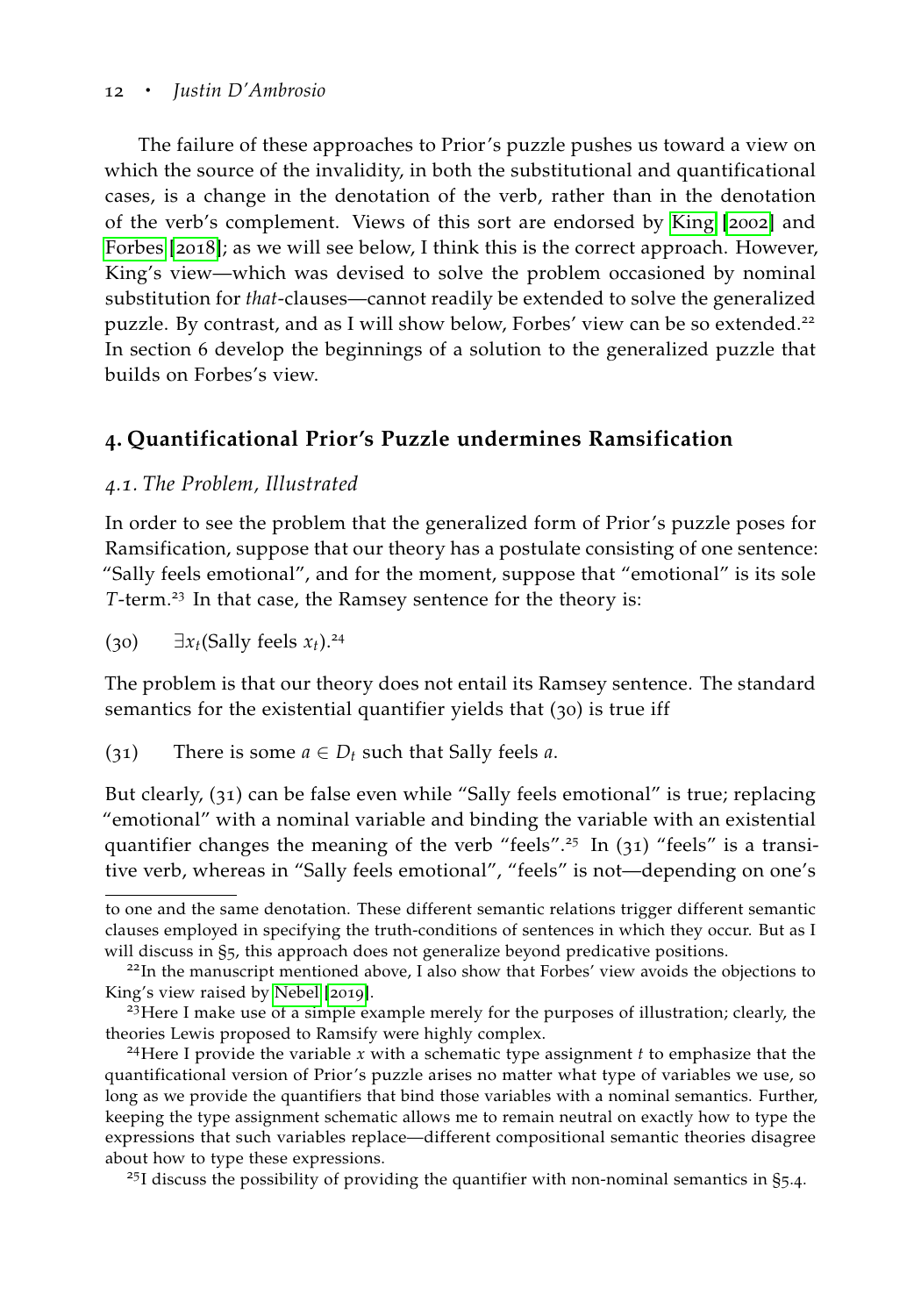The failure of these approaches to Prior's puzzle pushes us toward a view on which the source of the invalidity, in both the substitutional and quantificational cases, is a change in the denotation of the verb, rather than in the denotation of the verb's complement. Views of this sort are endorsed by King [2002] and Forbes [2018]; as we will see below, I think this is the correct approach. However, King's view—which was devised to solve the problem occasioned by nominal substitution for *that*-clauses—cannot readily be extended to solve the generalized puzzle. By contrast, and as I will show below, Forbes' view can be so extended.[22] In section 6 develop the beginnings of a solution to the generalized puzzle that builds on Forbes's view.

## 4. Quantificational Prior's Puzzle undermines Ramsification

### 4.1. The Problem, Illustrated

In order to see the problem that the generalized form of Prior's puzzle poses for Ramsification, suppose that our theory has a postulate consisting of one sentence: "Sally feels emotional", and for the moment, suppose that "emotional" is its sole $T$-term.[23] In that case, the Ramsey sentence for the theory is:

(30) $\exists x_t$(Sally feels $x_t$).[24]

The problem is that our theory does not entail its Ramsey sentence. The standard semantics for the existential quantifier yields that (30) is true iff

(31) There is some $a \in D_t$ such that Sally feels $a$.

But clearly, (31) can be false even while "Sally feels emotional" is true; replacing "emotional" with a nominal variable and binding the variable with an existential quantifier changes the meaning of the verb "feels".[25] In (31) "feels" is a transitive verb, whereas in "Sally feels emotional", "feels" is not—depending on one's

to one and the same denotation. These different semantic relations trigger different semantic clauses employed in specifying the truth-conditions of sentences in which they occur. But as I will discuss in §5, this approach does not generalize beyond predicative positions.

[22] In the manuscript mentioned above, I also show that Forbes' view avoids the objections to King's view raised by Nebel [2019].

[23] Here I make use of a simple example merely for the purposes of illustration; clearly, the theories Lewis proposed to Ramsify were highly complex.

[24] Here I provide the variable $x$ with a schematic type assignment $t$ to emphasize that the quantificational version of Prior's puzzle arises no matter what type of variables we use, so long as we provide the quantifiers that bind those variables with a nominal semantics. Further, keeping the type assignment schematic allows me to remain neutral on exactly how to type the expressions that such variables replace—different compositional semantic theories disagree about how to type these expressions.

[25] I discuss the possibility of providing the quantifier with non-nominal semantics in §5.4.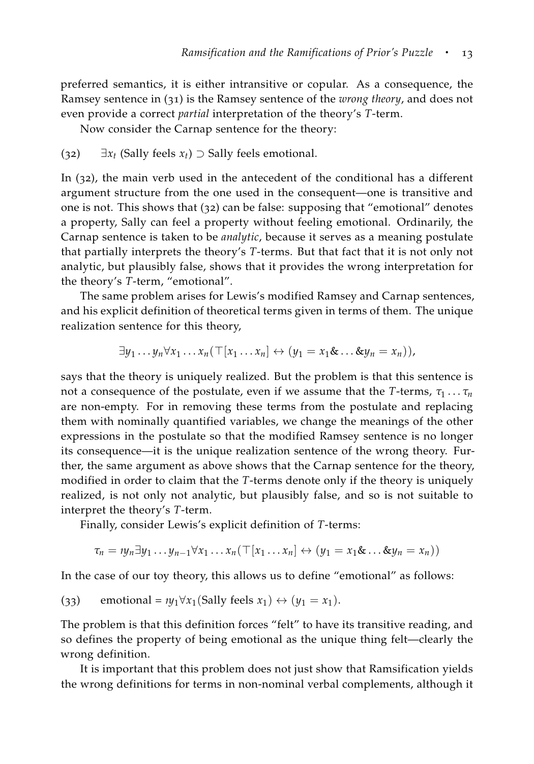preferred semantics, it is either intransitive or copular. As a consequence, the Ramsey sentence in (31) is the Ramsey sentence of the *wrong theory*, and does not even provide a correct *partial* interpretation of the theory's *T*-term.

Now consider the Carnap sentence for the theory:

(32) $\exists x_t$ (Sally feels $x_t$) $\supset$ Sally feels emotional.

In (32), the main verb used in the antecedent of the conditional has a different argument structure from the one used in the consequent—one is transitive and one is not. This shows that (32) can be false: supposing that "emotional" denotes a property, Sally can feel a property without feeling emotional. Ordinarily, the Carnap sentence is taken to be *analytic*, because it serves as a meaning postulate that partially interprets the theory's *T*-terms. But that fact that it is not only not analytic, but plausibly false, shows that it provides the wrong interpretation for the theory's *T*-term, "emotional".

The same problem arises for Lewis's modified Ramsey and Carnap sentences, and his explicit definition of theoretical terms given in terms of them. The unique realization sentence for this theory,

$$\exists y_1 \ldots y_n \forall x_1 \ldots x_n (\top[x_1 \ldots x_n] \leftrightarrow (y_1 = x_1 \& \ldots \& y_n = x_n)),$$

says that the theory is uniquely realized. But the problem is that this sentence is not a consequence of the postulate, even if we assume that the *T*-terms, $\tau_1 \ldots \tau_n$ are non-empty. For in removing these terms from the postulate and replacing them with nominally quantified variables, we change the meanings of the other expressions in the postulate so that the modified Ramsey sentence is no longer its consequence—it is the unique realization sentence of the wrong theory. Further, the same argument as above shows that the Carnap sentence for the theory, modified in order to claim that the *T*-terms denote only if the theory is uniquely realized, is not only not analytic, but plausibly false, and so is not suitable to interpret the theory's *T*-term.

Finally, consider Lewis's explicit definition of *T*-terms:

$$\tau_n = \imath y_n \exists y_1 \ldots y_{n-1} \forall x_1 \ldots x_n (\top[x_1 \ldots x_n] \leftrightarrow (y_1 = x_1 \& \ldots \& y_n = x_n))$$

In the case of our toy theory, this allows us to define "emotional" as follows:

(33) emotional = $\imath y_1 \forall x_1$(Sally feels $x_1$) $\leftrightarrow (y_1 = x_1)$.

The problem is that this definition forces "felt" to have its transitive reading, and so defines the property of being emotional as the unique thing felt—clearly the wrong definition.

It is important that this problem does not just show that Ramsification yields the wrong definitions for terms in non-nominal verbal complements, although it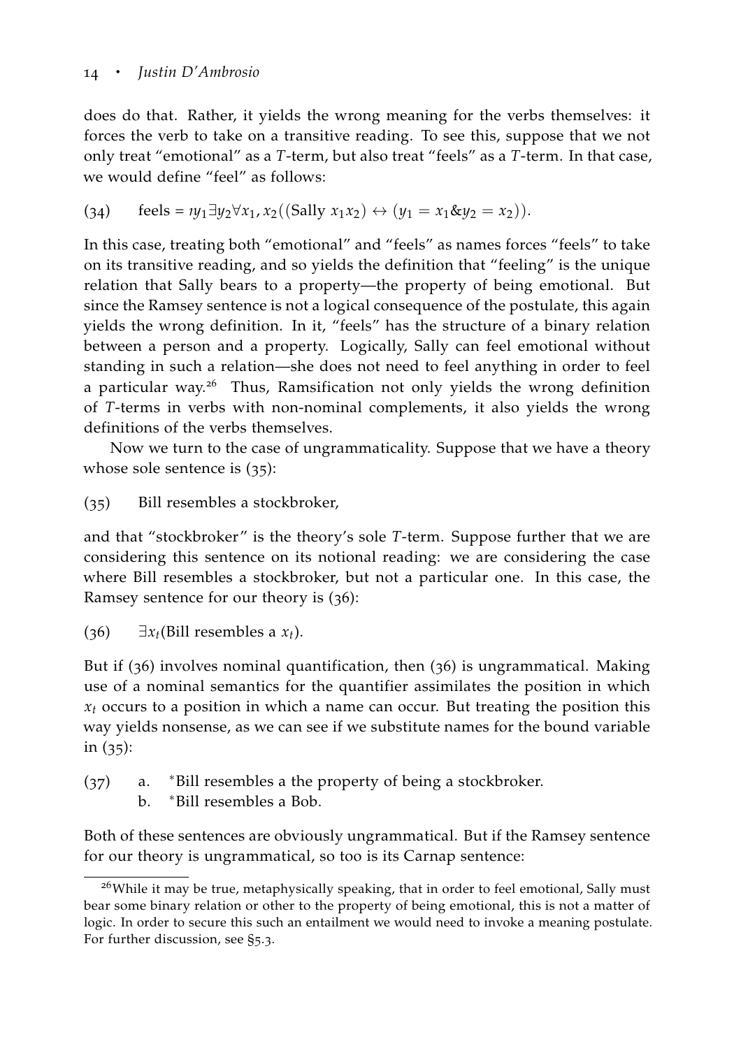does do that. Rather, it yields the wrong meaning for the verbs themselves: it forces the verb to take on a transitive reading. To see this, suppose that we not only treat "emotional" as a $T$-term, but also treat "feels" as a $T$-term. In that case, we would define "feel" as follows:

(34) $\quad \text{feels} = \imath y_1 \exists y_2 \forall x_1, x_2((\text{Sally } x_1 x_2) \leftrightarrow (y_1 = x_1 \& y_2 = x_2)).$

In this case, treating both "emotional" and "feels" as names forces "feels" to take on its transitive reading, and so yields the definition that "feeling" is the unique relation that Sally bears to a property—the property of being emotional. But since the Ramsey sentence is not a logical consequence of the postulate, this again yields the wrong definition. In it, "feels" has the structure of a binary relation between a person and a property. Logically, Sally can feel emotional without standing in such a relation—she does not need to feel anything in order to feel a particular way.[26] Thus, Ramsification not only yields the wrong definition of $T$-terms in verbs with non-nominal complements, it also yields the wrong definitions of the verbs themselves.

Now we turn to the case of ungrammaticality. Suppose that we have a theory whose sole sentence is (35):

(35) Bill resembles a stockbroker,

and that "stockbroker" is the theory's sole $T$-term. Suppose further that we are considering this sentence on its notional reading: we are considering the case where Bill resembles a stockbroker, but not a particular one. In this case, the Ramsey sentence for our theory is (36):

(36) $\exists x_t(\text{Bill resembles a } x_t).$

But if (36) involves nominal quantification, then (36) is ungrammatical. Making use of a nominal semantics for the quantifier assimilates the position in which $x_t$ occurs to a position in which a name can occur. But treating the position this way yields nonsense, as we can see if we substitute names for the bound variable in (35):

(37) a. *Bill resembles a the property of being a stockbroker.
b. *Bill resembles a Bob.

Both of these sentences are obviously ungrammatical. But if the Ramsey sentence for our theory is ungrammatical, so too is its Carnap sentence:

[26] While it may be true, metaphysically speaking, that in order to feel emotional, Sally must bear some binary relation or other to the property of being emotional, this is not a matter of logic. In order to secure this such an entailment we would need to invoke a meaning postulate. For further discussion, see §5.3.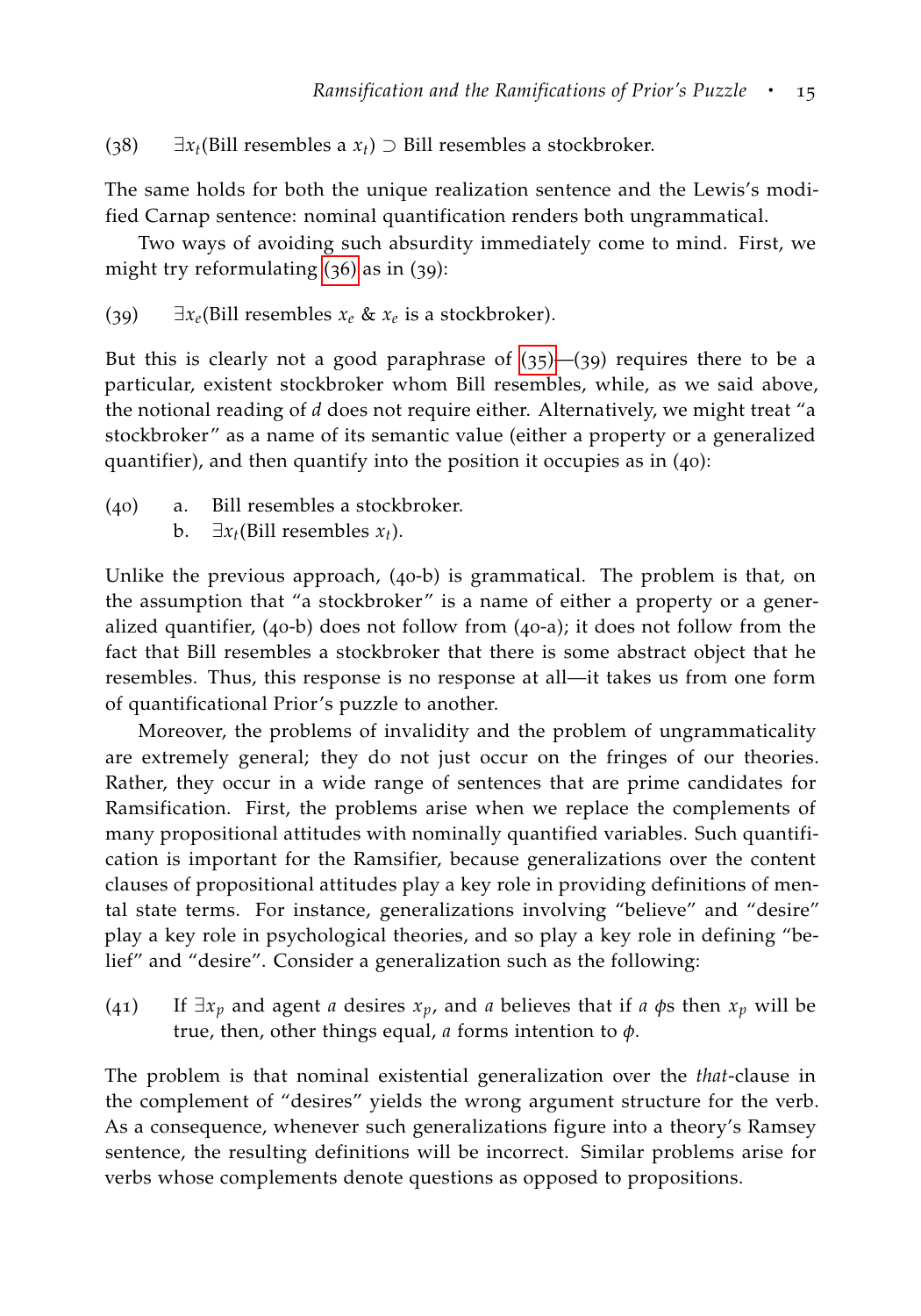(38) $\exists x_t$(Bill resembles a $x_t$) $\supset$ Bill resembles a stockbroker.

The same holds for both the unique realization sentence and the Lewis's modified Carnap sentence: nominal quantification renders both ungrammatical.

Two ways of avoiding such absurdity immediately come to mind. First, we might try reformulating (36) as in (39):

(39) $\exists x_e$(Bill resembles $x_e$ & $x_e$ is a stockbroker).

But this is clearly not a good paraphrase of (35)—(39) requires there to be a particular, existent stockbroker whom Bill resembles, while, as we said above, the notional reading of *d* does not require either. Alternatively, we might treat "a stockbroker" as a name of its semantic value (either a property or a generalized quantifier), and then quantify into the position it occupies as in (40):

(40) a. Bill resembles a stockbroker.
b. $\exists x_t$(Bill resembles $x_t$).

Unlike the previous approach, (40-b) is grammatical. The problem is that, on the assumption that "a stockbroker" is a name of either a property or a generalized quantifier, (40-b) does not follow from (40-a); it does not follow from the fact that Bill resembles a stockbroker that there is some abstract object that he resembles. Thus, this response is no response at all—it takes us from one form of quantificational Prior's puzzle to another.

Moreover, the problems of invalidity and the problem of ungrammaticality are extremely general; they do not just occur on the fringes of our theories. Rather, they occur in a wide range of sentences that are prime candidates for Ramsification. First, the problems arise when we replace the complements of many propositional attitudes with nominally quantified variables. Such quantification is important for the Ramsifier, because generalizations over the content clauses of propositional attitudes play a key role in providing definitions of mental state terms. For instance, generalizations involving "believe" and "desire" play a key role in psychological theories, and so play a key role in defining "belief" and "desire". Consider a generalization such as the following:

(41) If $\exists x_p$ and agent *a* desires $x_p$, and *a* believes that if *a* $\phi$s then $x_p$ will be true, then, other things equal, *a* forms intention to $\phi$.

The problem is that nominal existential generalization over the *that*-clause in the complement of "desires" yields the wrong argument structure for the verb. As a consequence, whenever such generalizations figure into a theory's Ramsey sentence, the resulting definitions will be incorrect. Similar problems arise for verbs whose complements denote questions as opposed to propositions.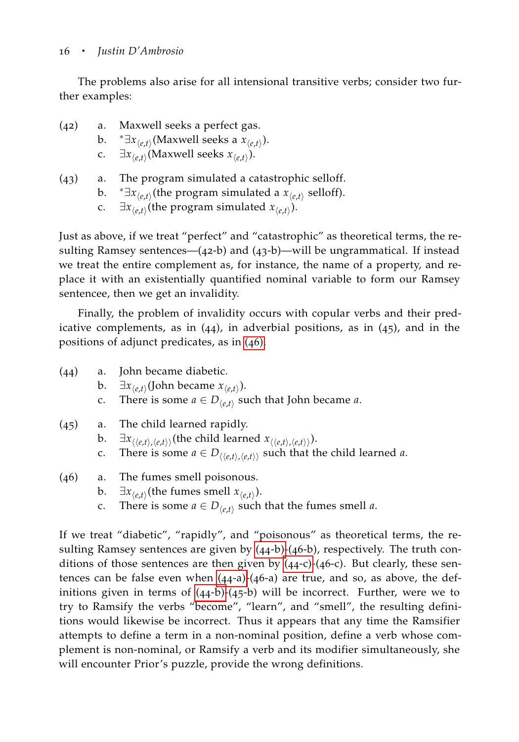The problems also arise for all intensional transitive verbs; consider two further examples:

(42) a. Maxwell seeks a perfect gas.
  b. $^{*}\exists x_{\langle e,t \rangle}$(Maxwell seeks a $x_{\langle e,t \rangle}$).
  c. $\exists x_{\langle e,t \rangle}$(Maxwell seeks $x_{\langle e,t \rangle}$).

(43) a. The program simulated a catastrophic selloff.
  b. $^{*}\exists x_{\langle e,t \rangle}$(the program simulated a $x_{\langle e,t \rangle}$ selloff).
  c. $\exists x_{\langle e,t \rangle}$(the program simulated $x_{\langle e,t \rangle}$).

Just as above, if we treat "perfect" and "catastrophic" as theoretical terms, the resulting Ramsey sentences—(42-b) and (43-b)—will be ungrammatical. If instead we treat the entire complement as, for instance, the name of a property, and replace it with an existentially quantified nominal variable to form our Ramsey sentencee, then we get an invalidity.

Finally, the problem of invalidity occurs with copular verbs and their predicative complements, as in (44), in adverbial positions, as in (45), and in the positions of adjunct predicates, as in (46).

(44) a. John became diabetic.
  b. $\exists x_{\langle e,t \rangle}$(John became $x_{\langle e,t \rangle}$).
  c. There is some $a \in D_{\langle e,t \rangle}$ such that John became $a$.

(45) a. The child learned rapidly.
  b. $\exists x_{\langle \langle e,t \rangle, \langle e,t \rangle \rangle}$(the child learned $x_{\langle \langle e,t \rangle, \langle e,t \rangle \rangle}$).
  c. There is some $a \in D_{\langle \langle e,t \rangle, \langle e,t \rangle \rangle}$ such that the child learned $a$.

(46) a. The fumes smell poisonous.
  b. $\exists x_{\langle e,t \rangle}$(the fumes smell $x_{\langle e,t \rangle}$).
  c. There is some $a \in D_{\langle e,t \rangle}$ such that the fumes smell $a$.

If we treat "diabetic", "rapidly", and "poisonous" as theoretical terms, the resulting Ramsey sentences are given by (44-b)-(46-b), respectively. The truth conditions of those sentences are then given by (44-c)-(46-c). But clearly, these sentences can be false even when (44-a)-(46-a) are true, and so, as above, the definitions given in terms of (44-b)-(45-b) will be incorrect. Further, were we to try to Ramsify the verbs "become", "learn", and "smell", the resulting definitions would likewise be incorrect. Thus it appears that any time the Ramsifier attempts to define a term in a non-nominal position, define a verb whose complement is non-nominal, or Ramsify a verb and its modifier simultaneously, she will encounter Prior's puzzle, provide the wrong definitions.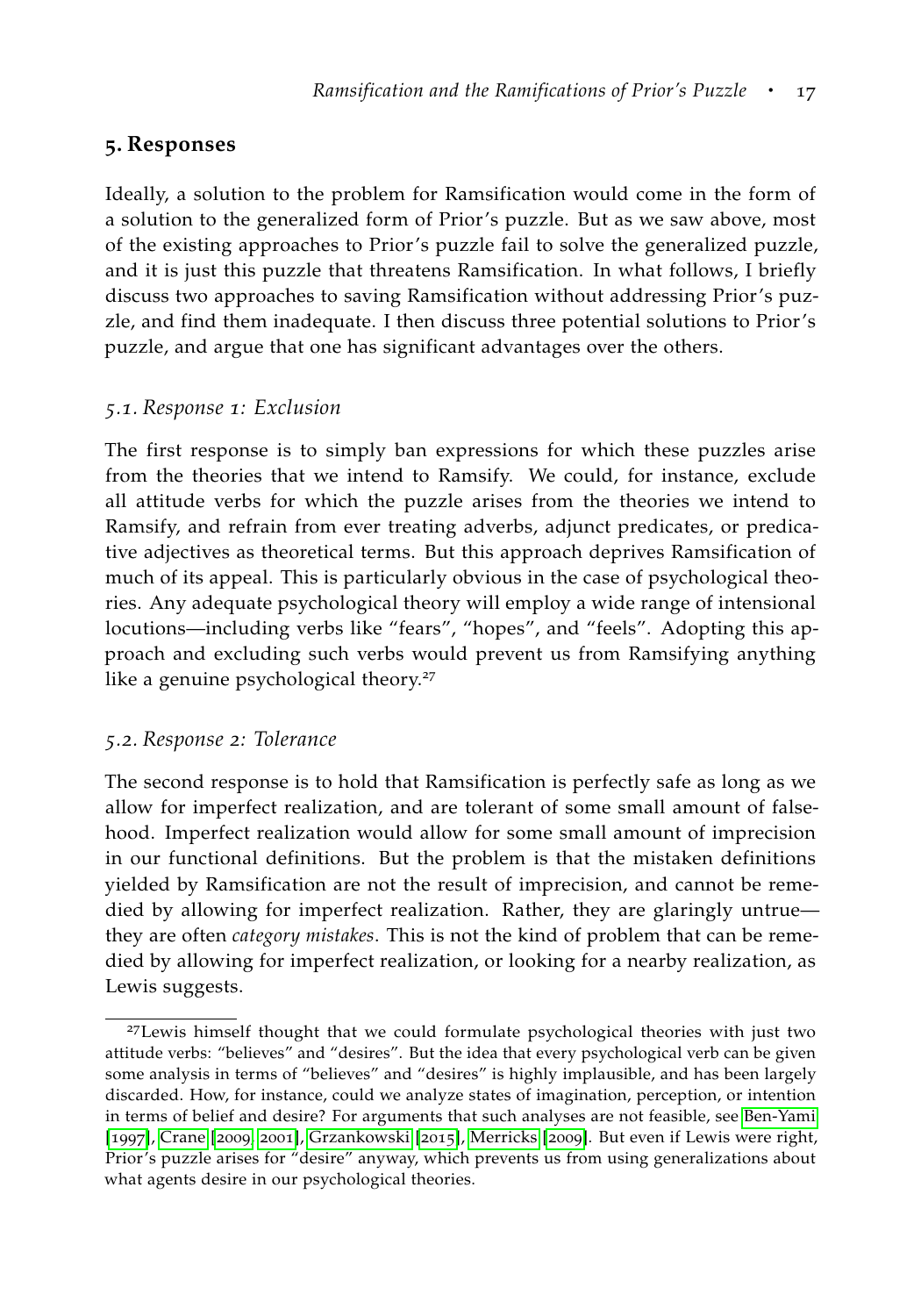## 5. Responses

Ideally, a solution to the problem for Ramsification would come in the form of a solution to the generalized form of Prior's puzzle. But as we saw above, most of the existing approaches to Prior's puzzle fail to solve the generalized puzzle, and it is just this puzzle that threatens Ramsification. In what follows, I briefly discuss two approaches to saving Ramsification without addressing Prior's puzzle, and find them inadequate. I then discuss three potential solutions to Prior's puzzle, and argue that one has significant advantages over the others.

### 5.1. Response 1: Exclusion

The first response is to simply ban expressions for which these puzzles arise from the theories that we intend to Ramsify. We could, for instance, exclude all attitude verbs for which the puzzle arises from the theories we intend to Ramsify, and refrain from ever treating adverbs, adjunct predicates, or predicative adjectives as theoretical terms. But this approach deprives Ramsification of much of its appeal. This is particularly obvious in the case of psychological theories. Any adequate psychological theory will employ a wide range of intensional locutions—including verbs like "fears", "hopes", and "feels". Adopting this approach and excluding such verbs would prevent us from Ramsifying anything like a genuine psychological theory.[27]

### 5.2. Response 2: Tolerance

The second response is to hold that Ramsification is perfectly safe as long as we allow for imperfect realization, and are tolerant of some small amount of falsehood. Imperfect realization would allow for some small amount of imprecision in our functional definitions. But the problem is that the mistaken definitions yielded by Ramsification are not the result of imprecision, and cannot be remedied by allowing for imperfect realization. Rather, they are glaringly untrue—they are often *category mistakes*. This is not the kind of problem that can be remedied by allowing for imperfect realization, or looking for a nearby realization, as Lewis suggests.

[27] Lewis himself thought that we could formulate psychological theories with just two attitude verbs: "believes" and "desires". But the idea that every psychological verb can be given some analysis in terms of "believes" and "desires" is highly implausible, and has been largely discarded. How, for instance, could we analyze states of imagination, perception, or intention in terms of belief and desire? For arguments that such analyses are not feasible, see Ben-Yami [1997], Crane [2009, 2001], Grzankowski [2015], Merricks [2009]. But even if Lewis were right, Prior's puzzle arises for "desire" anyway, which prevents us from using generalizations about what agents desire in our psychological theories.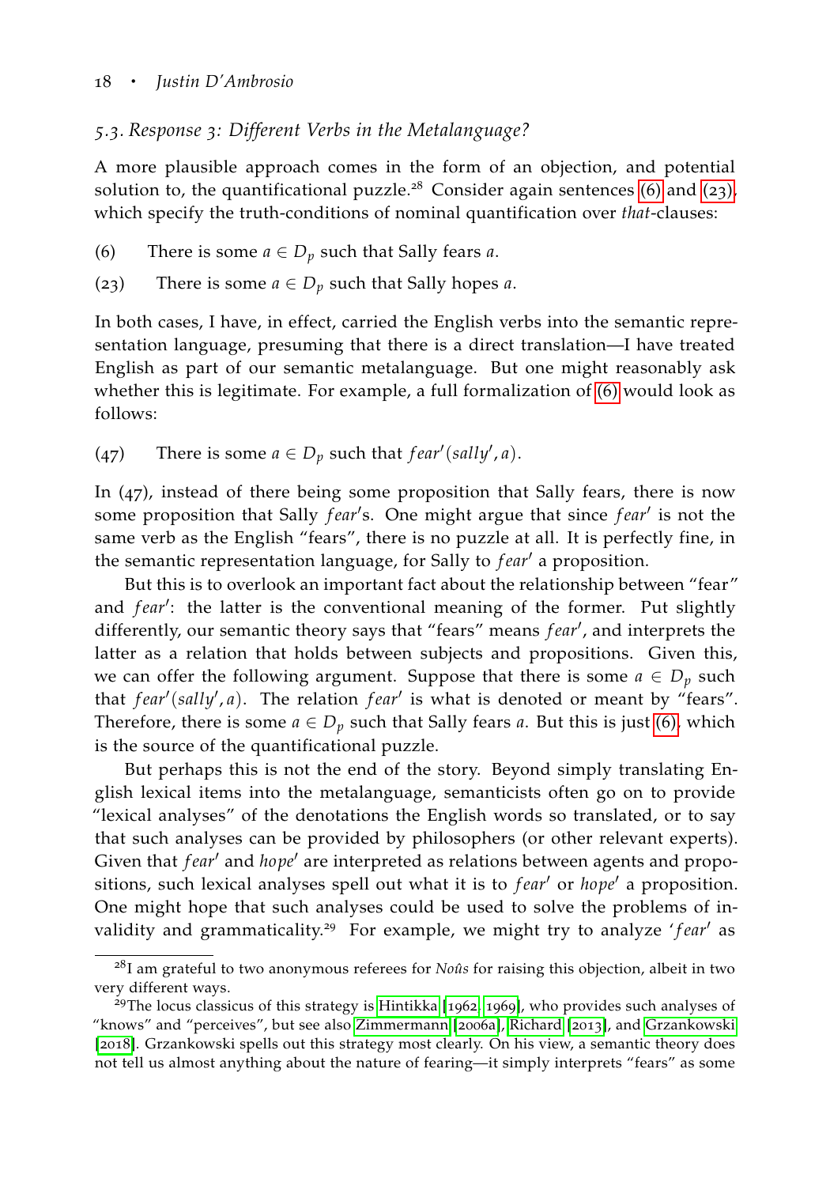### 5.3. Response 3: Different Verbs in the Metalanguage?

A more plausible approach comes in the form of an objection, and potential solution to, the quantificational puzzle.[28] Consider again sentences (6) and (23), which specify the truth-conditions of nominal quantification over *that*-clauses:

(6) There is some $a \in D_p$ such that Sally fears $a$.

(23) There is some $a \in D_p$ such that Sally hopes $a$.

In both cases, I have, in effect, carried the English verbs into the semantic representation language, presuming that there is a direct translation—I have treated English as part of our semantic metalanguage. But one might reasonably ask whether this is legitimate. For example, a full formalization of (6) would look as follows:

(47) There is some $a \in D_p$ such that $fear'(sally', a)$.

In (47), instead of there being some proposition that Sally fears, there is now some proposition that Sally $fear'$s. One might argue that since $fear'$ is not the same verb as the English "fears", there is no puzzle at all. It is perfectly fine, in the semantic representation language, for Sally to $fear'$ a proposition.

But this is to overlook an important fact about the relationship between "fear" and $fear'$: the latter is the conventional meaning of the former. Put slightly differently, our semantic theory says that "fears" means $fear'$, and interprets the latter as a relation that holds between subjects and propositions. Given this, we can offer the following argument. Suppose that there is some $a \in D_p$ such that $fear'(sally', a)$. The relation $fear'$ is what is denoted or meant by "fears". Therefore, there is some $a \in D_p$ such that Sally fears $a$. But this is just (6), which is the source of the quantificational puzzle.

But perhaps this is not the end of the story. Beyond simply translating English lexical items into the metalanguage, semanticists often go on to provide "lexical analyses" of the denotations the English words so translated, or to say that such analyses can be provided by philosophers (or other relevant experts). Given that $fear'$ and $hope'$ are interpreted as relations between agents and propositions, such lexical analyses spell out what it is to $fear'$ or $hope'$ a proposition. One might hope that such analyses could be used to solve the problems of invalidity and grammaticality.[29] For example, we might try to analyze '$fear'$ as

[28] I am grateful to two anonymous referees for *Noûs* for raising this objection, albeit in two very different ways.

[29] The locus classicus of this strategy is Hintikka [1962, 1969], who provides such analyses of "knows" and "perceives", but see also Zimmermann [2006a], Richard [2013], and Grzankowski [2018]. Grzankowski spells out this strategy most clearly. On his view, a semantic theory does not tell us almost anything about the nature of fearing—it simply interprets "fears" as some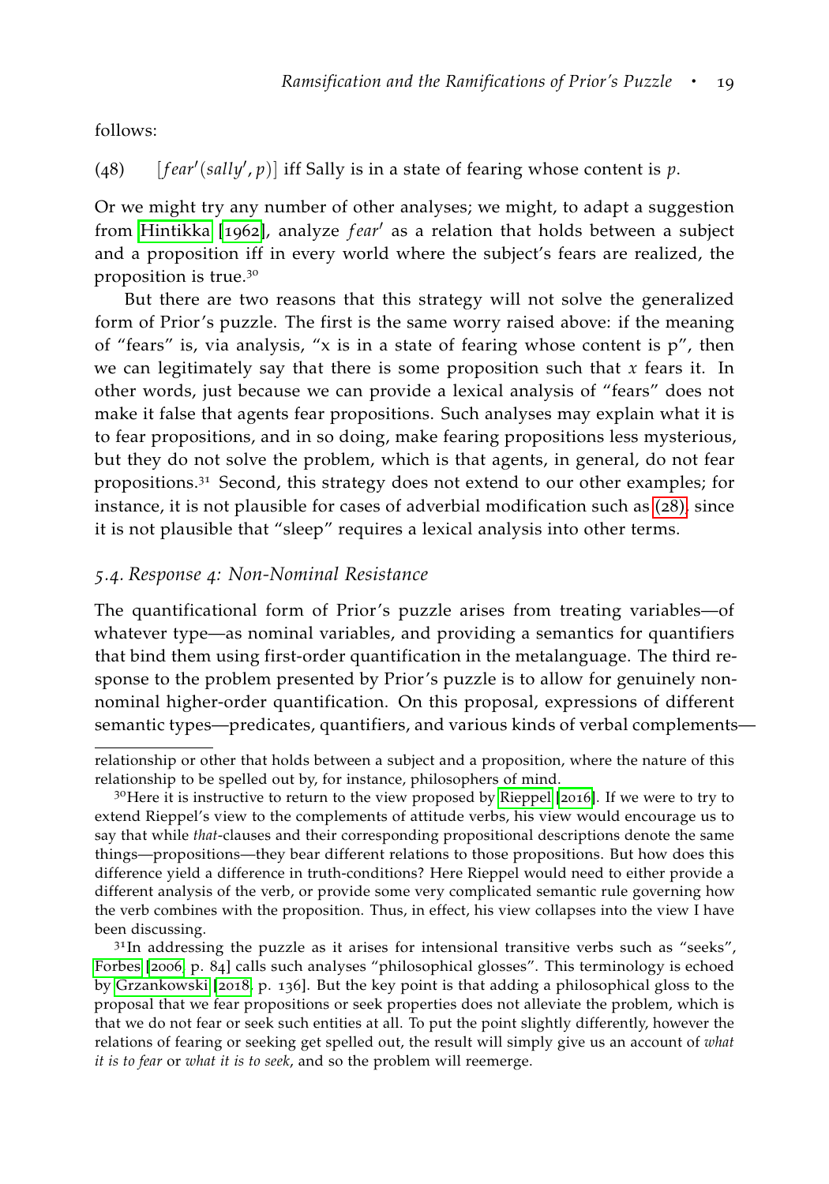follows:

(48) $[fear'(sally', p)]$ iff Sally is in a state of fearing whose content is $p$.

Or we might try any number of other analyses; we might, to adapt a suggestion from Hintikka [1962], analyze $fear'$ as a relation that holds between a subject and a proposition iff in every world where the subject's fears are realized, the proposition is true.[30]

But there are two reasons that this strategy will not solve the generalized form of Prior's puzzle. The first is the same worry raised above: if the meaning of "fears" is, via analysis, "x is in a state of fearing whose content is p", then we can legitimately say that there is some proposition such that $x$ fears it. In other words, just because we can provide a lexical analysis of "fears" does not make it false that agents fear propositions. Such analyses may explain what it is to fear propositions, and in so doing, make fearing propositions less mysterious, but they do not solve the problem, which is that agents, in general, do not fear propositions.[31] Second, this strategy does not extend to our other examples; for instance, it is not plausible for cases of adverbial modification such as (28), since it is not plausible that "sleep" requires a lexical analysis into other terms.

### *5.4. Response 4: Non-Nominal Resistance*

The quantificational form of Prior's puzzle arises from treating variables—of whatever type—as nominal variables, and providing a semantics for quantifiers that bind them using first-order quantification in the metalanguage. The third response to the problem presented by Prior's puzzle is to allow for genuinely non-nominal higher-order quantification. On this proposal, expressions of different semantic types—predicates, quantifiers, and various kinds of verbal complements—

---

relationship or other that holds between a subject and a proposition, where the nature of this relationship to be spelled out by, for instance, philosophers of mind.

[30] Here it is instructive to return to the view proposed by Rieppel [2016]. If we were to try to extend Rieppel's view to the complements of attitude verbs, his view would encourage us to say that while *that*-clauses and their corresponding propositional descriptions denote the same things—propositions—they bear different relations to those propositions. But how does this difference yield a difference in truth-conditions? Here Rieppel would need to either provide a different analysis of the verb, or provide some very complicated semantic rule governing how the verb combines with the proposition. Thus, in effect, his view collapses into the view I have been discussing.

[31] In addressing the puzzle as it arises for intensional transitive verbs such as "seeks", Forbes [2006, p. 84] calls such analyses "philosophical glosses". This terminology is echoed by Grzankowski [2018, p. 136]. But the key point is that adding a philosophical gloss to the proposal that we fear propositions or seek properties does not alleviate the problem, which is that we do not fear or seek such entities at all. To put the point slightly differently, however the relations of fearing or seeking get spelled out, the result will simply give us an account of *what it is to fear* or *what it is to seek*, and so the problem will reemerge.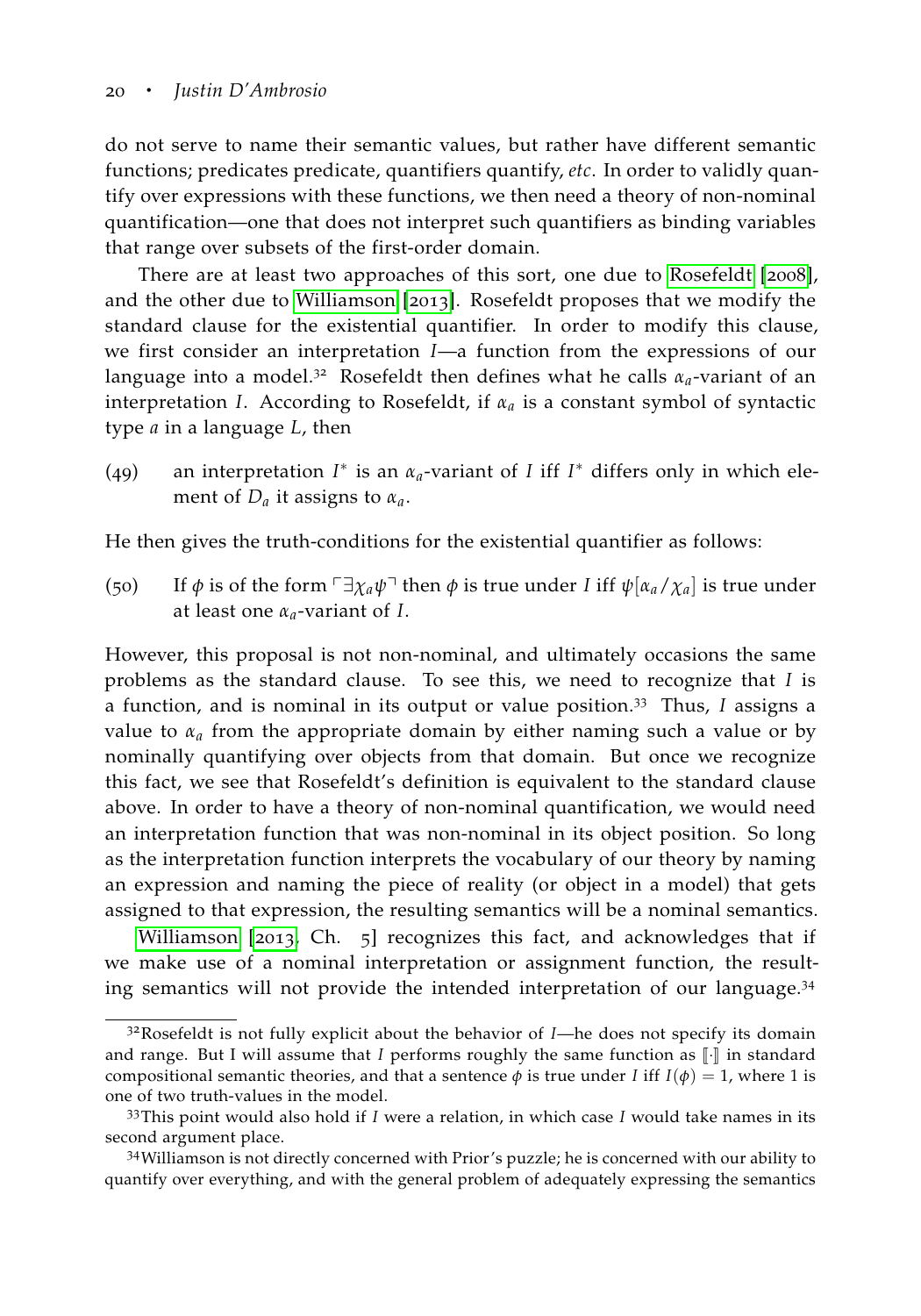do not serve to name their semantic values, but rather have different semantic functions; predicates predicate, quantifiers quantify, *etc*. In order to validly quantify over expressions with these functions, we then need a theory of non-nominal quantification—one that does not interpret such quantifiers as binding variables that range over subsets of the first-order domain.

There are at least two approaches of this sort, one due to Rosefeldt [2008], and the other due to Williamson [2013]. Rosefeldt proposes that we modify the standard clause for the existential quantifier. In order to modify this clause, we first consider an interpretation $I$—a function from the expressions of our language into a model.[32] Rosefeldt then defines what he calls $\alpha_a$-variant of an interpretation $I$. According to Rosefeldt, if $\alpha_a$ is a constant symbol of syntactic type $a$ in a language $L$, then

(49) an interpretation $I^*$ is an $\alpha_a$-variant of $I$ iff $I^*$ differs only in which element of $D_a$ it assigns to $\alpha_a$.

He then gives the truth-conditions for the existential quantifier as follows:

(50) If $\phi$ is of the form $\ulcorner \exists \chi_a \psi \urcorner$ then $\phi$ is true under $I$ iff $\psi[\alpha_a/\chi_a]$ is true under at least one $\alpha_a$-variant of $I$.

However, this proposal is not non-nominal, and ultimately occasions the same problems as the standard clause. To see this, we need to recognize that $I$ is a function, and is nominal in its output or value position.[33] Thus, $I$ assigns a value to $\alpha_a$ from the appropriate domain by either naming such a value or by nominally quantifying over objects from that domain. But once we recognize this fact, we see that Rosefeldt's definition is equivalent to the standard clause above. In order to have a theory of non-nominal quantification, we would need an interpretation function that was non-nominal in its object position. So long as the interpretation function interprets the vocabulary of our theory by naming an expression and naming the piece of reality (or object in a model) that gets assigned to that expression, the resulting semantics will be a nominal semantics.

Williamson [2013, Ch. 5] recognizes this fact, and acknowledges that if we make use of a nominal interpretation or assignment function, the resulting semantics will not provide the intended interpretation of our language.[34]

[32] Rosefeldt is not fully explicit about the behavior of $I$—he does not specify its domain and range. But I will assume that $I$ performs roughly the same function as $[\![\cdot]\!]$ in standard compositional semantic theories, and that a sentence $\phi$ is true under $I$ iff $I(\phi) = 1$, where 1 is one of two truth-values in the model.

[33] This point would also hold if $I$ were a relation, in which case $I$ would take names in its second argument place.

[34] Williamson is not directly concerned with Prior's puzzle; he is concerned with our ability to quantify over everything, and with the general problem of adequately expressing the semantics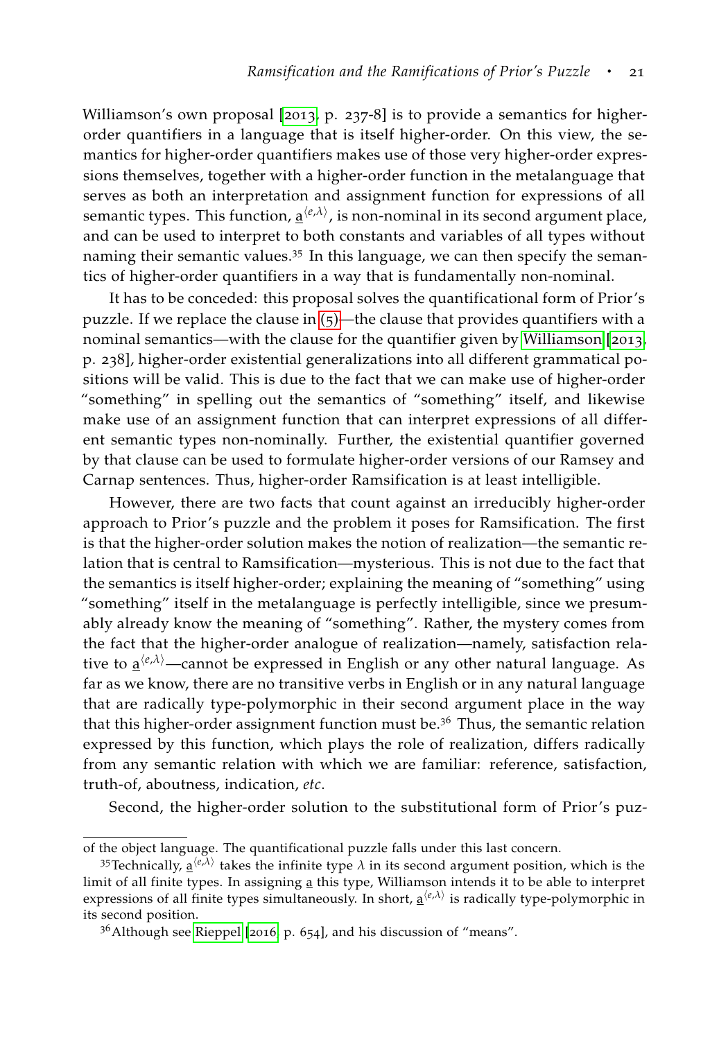Williamson's own proposal [2013, p. 237-8] is to provide a semantics for higher-order quantifiers in a language that is itself higher-order. On this view, the semantics for higher-order quantifiers makes use of those very higher-order expressions themselves, together with a higher-order function in the metalanguage that serves as both an interpretation and assignment function for expressions of all semantic types. This function, $\underline{a}^{\langle e,\lambda \rangle}$, is non-nominal in its second argument place, and can be used to interpret to both constants and variables of all types without naming their semantic values.[35] In this language, we can then specify the semantics of higher-order quantifiers in a way that is fundamentally non-nominal.

It has to be conceded: this proposal solves the quantificational form of Prior's puzzle. If we replace the clause in (5)—the clause that provides quantifiers with a nominal semantics—with the clause for the quantifier given by Williamson [2013, p. 238], higher-order existential generalizations into all different grammatical positions will be valid. This is due to the fact that we can make use of higher-order "something" in spelling out the semantics of "something" itself, and likewise make use of an assignment function that can interpret expressions of all different semantic types non-nominally. Further, the existential quantifier governed by that clause can be used to formulate higher-order versions of our Ramsey and Carnap sentences. Thus, higher-order Ramsification is at least intelligible.

However, there are two facts that count against an irreducibly higher-order approach to Prior's puzzle and the problem it poses for Ramsification. The first is that the higher-order solution makes the notion of realization—the semantic relation that is central to Ramsification—mysterious. This is not due to the fact that the semantics is itself higher-order; explaining the meaning of "something" using "something" itself in the metalanguage is perfectly intelligible, since we presumably already know the meaning of "something". Rather, the mystery comes from the fact that the higher-order analogue of realization—namely, satisfaction relative to $\underline{a}^{\langle e,\lambda \rangle}$—cannot be expressed in English or any other natural language. As far as we know, there are no transitive verbs in English or in any natural language that are radically type-polymorphic in their second argument place in the way that this higher-order assignment function must be.[36] Thus, the semantic relation expressed by this function, which plays the role of realization, differs radically from any semantic relation with which we are familiar: reference, satisfaction, truth-of, aboutness, indication, *etc*.

Second, the higher-order solution to the substitutional form of Prior's puz-

---

of the object language. The quantificational puzzle falls under this last concern.

[35] Technically, $\underline{a}^{\langle e,\lambda \rangle}$ takes the infinite type $\lambda$ in its second argument position, which is the limit of all finite types. In assigning $\underline{a}$ this type, Williamson intends it to be able to interpret expressions of all finite types simultaneously. In short, $\underline{a}^{\langle e,\lambda \rangle}$ is radically type-polymorphic in its second position.

[36] Although see Rieppel [2016, p. 654], and his discussion of "means".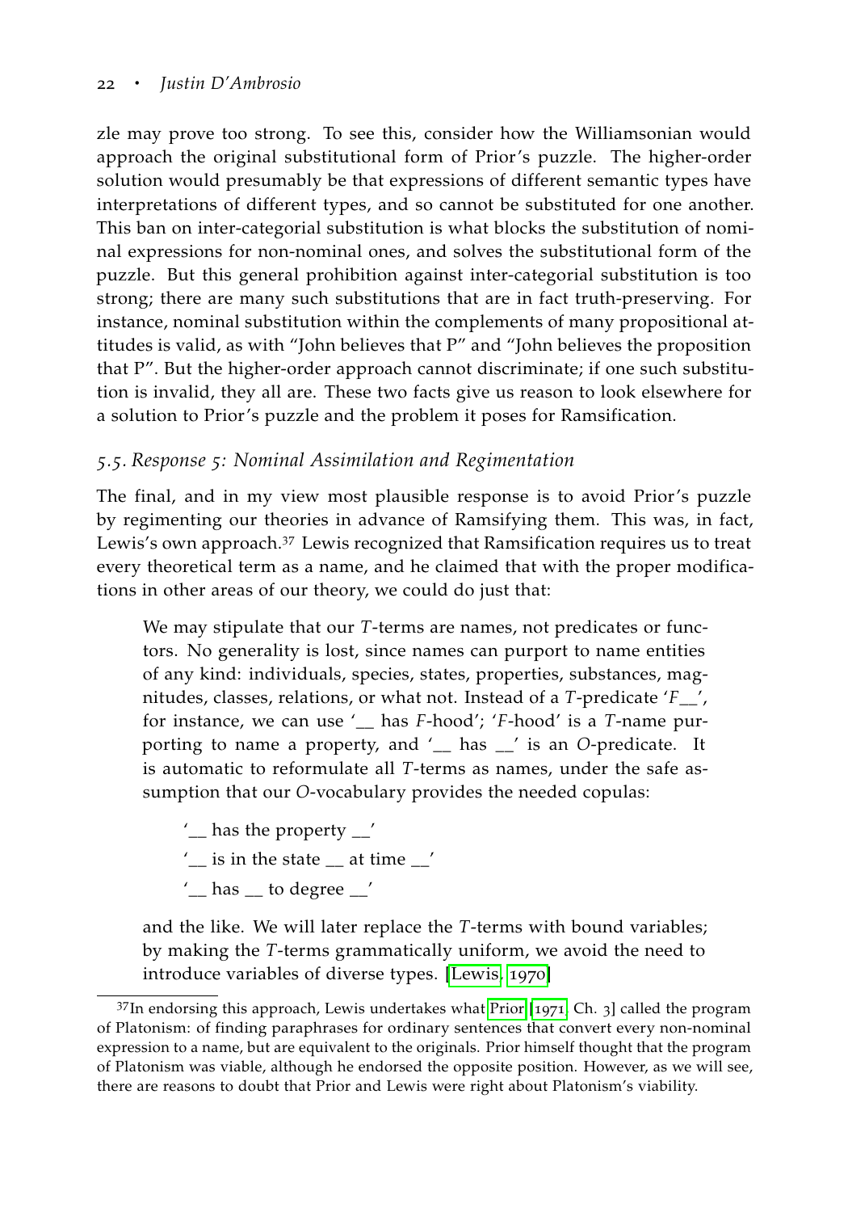zle may prove too strong. To see this, consider how the Williamsonian would approach the original substitutional form of Prior's puzzle. The higher-order solution would presumably be that expressions of different semantic types have interpretations of different types, and so cannot be substituted for one another. This ban on inter-categorial substitution is what blocks the substitution of nominal expressions for non-nominal ones, and solves the substitutional form of the puzzle. But this general prohibition against inter-categorial substitution is too strong; there are many such substitutions that are in fact truth-preserving. For instance, nominal substitution within the complements of many propositional attitudes is valid, as with "John believes that P" and "John believes the proposition that P". But the higher-order approach cannot discriminate; if one such substitution is invalid, they all are. These two facts give us reason to look elsewhere for a solution to Prior's puzzle and the problem it poses for Ramsification.

### *5.5. Response 5: Nominal Assimilation and Regimentation*

The final, and in my view most plausible response is to avoid Prior's puzzle by regimenting our theories in advance of Ramsifying them. This was, in fact, Lewis's own approach.[37] Lewis recognized that Ramsification requires us to treat every theoretical term as a name, and he claimed that with the proper modifications in other areas of our theory, we could do just that:

> We may stipulate that our *T*-terms are names, not predicates or functors. No generality is lost, since names can purport to name entities of any kind: individuals, species, states, properties, substances, magnitudes, classes, relations, or what not. Instead of a *T*-predicate '*F*__', for instance, we can use '__ has *F*-hood'; '*F*-hood' is a *T*-name purporting to name a property, and '__ has __' is an *O*-predicate. It is automatic to reformulate all *T*-terms as names, under the safe assumption that our *O*-vocabulary provides the needed copulas:
>
> '__ has the property __'
>
> '__ is in the state __ at time __'
>
> '__ has __ to degree __'
>
> and the like. We will later replace the *T*-terms with bound variables; by making the *T*-terms grammatically uniform, we avoid the need to introduce variables of diverse types. [Lewis, 1970]

[37] In endorsing this approach, Lewis undertakes what Prior [1971, Ch. 3] called the program of Platonism: of finding paraphrases for ordinary sentences that convert every non-nominal expression to a name, but are equivalent to the originals. Prior himself thought that the program of Platonism was viable, although he endorsed the opposite position. However, as we will see, there are reasons to doubt that Prior and Lewis were right about Platonism's viability.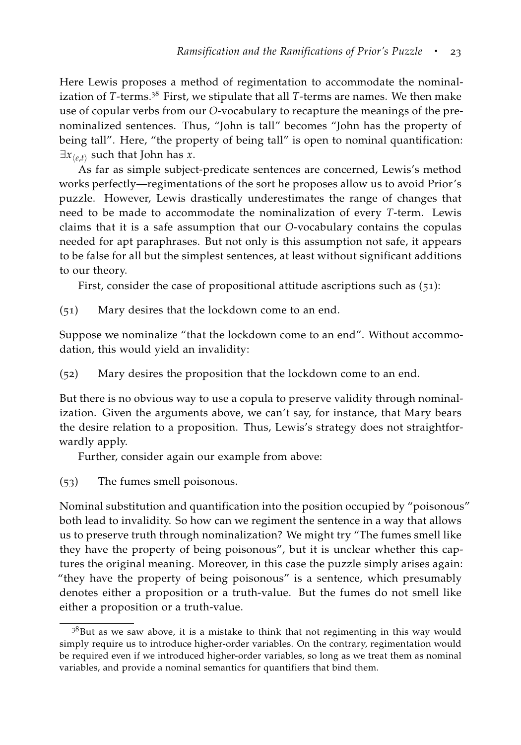Here Lewis proposes a method of regimentation to accommodate the nominalization of $T$-terms.[38] First, we stipulate that all $T$-terms are names. We then make use of copular verbs from our $O$-vocabulary to recapture the meanings of the pre-nominalized sentences. Thus, "John is tall" becomes "John has the property of being tall". Here, "the property of being tall" is open to nominal quantification: $\exists x_{\langle e,t \rangle}$ such that John has $x$.

As far as simple subject-predicate sentences are concerned, Lewis's method works perfectly—regimentations of the sort he proposes allow us to avoid Prior's puzzle. However, Lewis drastically underestimates the range of changes that need to be made to accommodate the nominalization of every $T$-term. Lewis claims that it is a safe assumption that our $O$-vocabulary contains the copulas needed for apt paraphrases. But not only is this assumption not safe, it appears to be false for all but the simplest sentences, at least without significant additions to our theory.

First, consider the case of propositional attitude ascriptions such as (51):

(51) Mary desires that the lockdown come to an end.

Suppose we nominalize "that the lockdown come to an end". Without accommodation, this would yield an invalidity:

(52) Mary desires the proposition that the lockdown come to an end.

But there is no obvious way to use a copula to preserve validity through nominalization. Given the arguments above, we can't say, for instance, that Mary bears the desire relation to a proposition. Thus, Lewis's strategy does not straightforwardly apply.

Further, consider again our example from above:

(53) The fumes smell poisonous.

Nominal substitution and quantification into the position occupied by "poisonous" both lead to invalidity. So how can we regiment the sentence in a way that allows us to preserve truth through nominalization? We might try "The fumes smell like they have the property of being poisonous", but it is unclear whether this captures the original meaning. Moreover, in this case the puzzle simply arises again: "they have the property of being poisonous" is a sentence, which presumably denotes either a proposition or a truth-value. But the fumes do not smell like either a proposition or a truth-value.

[38] But as we saw above, it is a mistake to think that not regimenting in this way would simply require us to introduce higher-order variables. On the contrary, regimentation would be required even if we introduced higher-order variables, so long as we treat them as nominal variables, and provide a nominal semantics for quantifiers that bind them.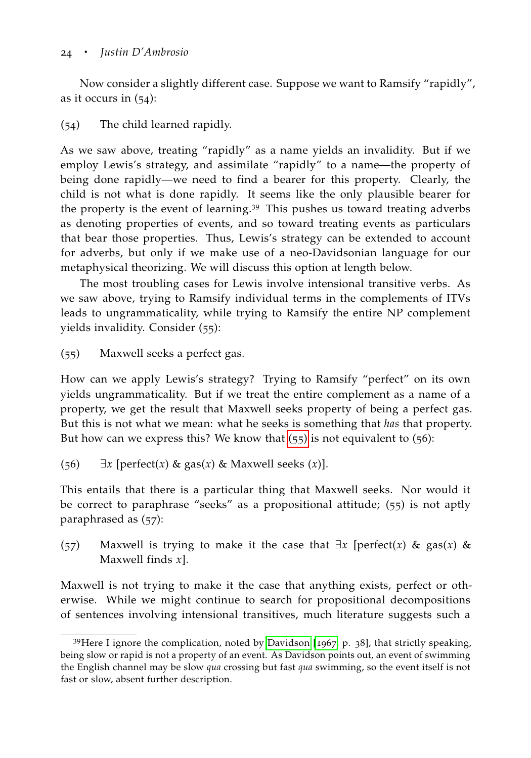Now consider a slightly different case. Suppose we want to Ramsify "rapidly", as it occurs in (54):

(54) The child learned rapidly.

As we saw above, treating "rapidly" as a name yields an invalidity. But if we employ Lewis's strategy, and assimilate "rapidly" to a name—the property of being done rapidly—we need to find a bearer for this property. Clearly, the child is not what is done rapidly. It seems like the only plausible bearer for the property is the event of learning.[39] This pushes us toward treating adverbs as denoting properties of events, and so toward treating events as particulars that bear those properties. Thus, Lewis's strategy can be extended to account for adverbs, but only if we make use of a neo-Davidsonian language for our metaphysical theorizing. We will discuss this option at length below.

The most troubling cases for Lewis involve intensional transitive verbs. As we saw above, trying to Ramsify individual terms in the complements of ITVs leads to ungrammaticality, while trying to Ramsify the entire NP complement yields invalidity. Consider (55):

(55) Maxwell seeks a perfect gas.

How can we apply Lewis's strategy? Trying to Ramsify "perfect" on its own yields ungrammaticality. But if we treat the entire complement as a name of a property, we get the result that Maxwell seeks property of being a perfect gas. But this is not what we mean: what he seeks is something that *has* that property. But how can we express this? We know that (55) is not equivalent to (56):

(56) $\exists x$ [perfect($x$) & gas($x$) & Maxwell seeks ($x$)].

This entails that there is a particular thing that Maxwell seeks. Nor would it be correct to paraphrase "seeks" as a propositional attitude; (55) is not aptly paraphrased as (57):

(57) Maxwell is trying to make it the case that $\exists x$ [perfect($x$) & gas($x$) & Maxwell finds $x$].

Maxwell is not trying to make it the case that anything exists, perfect or otherwise. While we might continue to search for propositional decompositions of sentences involving intensional transitives, much literature suggests such a

[39] Here I ignore the complication, noted by Davidson [1967, p. 38], that strictly speaking, being slow or rapid is not a property of an event. As Davidson points out, an event of swimming the English channel may be slow *qua* crossing but fast *qua* swimming, so the event itself is not fast or slow, absent further description.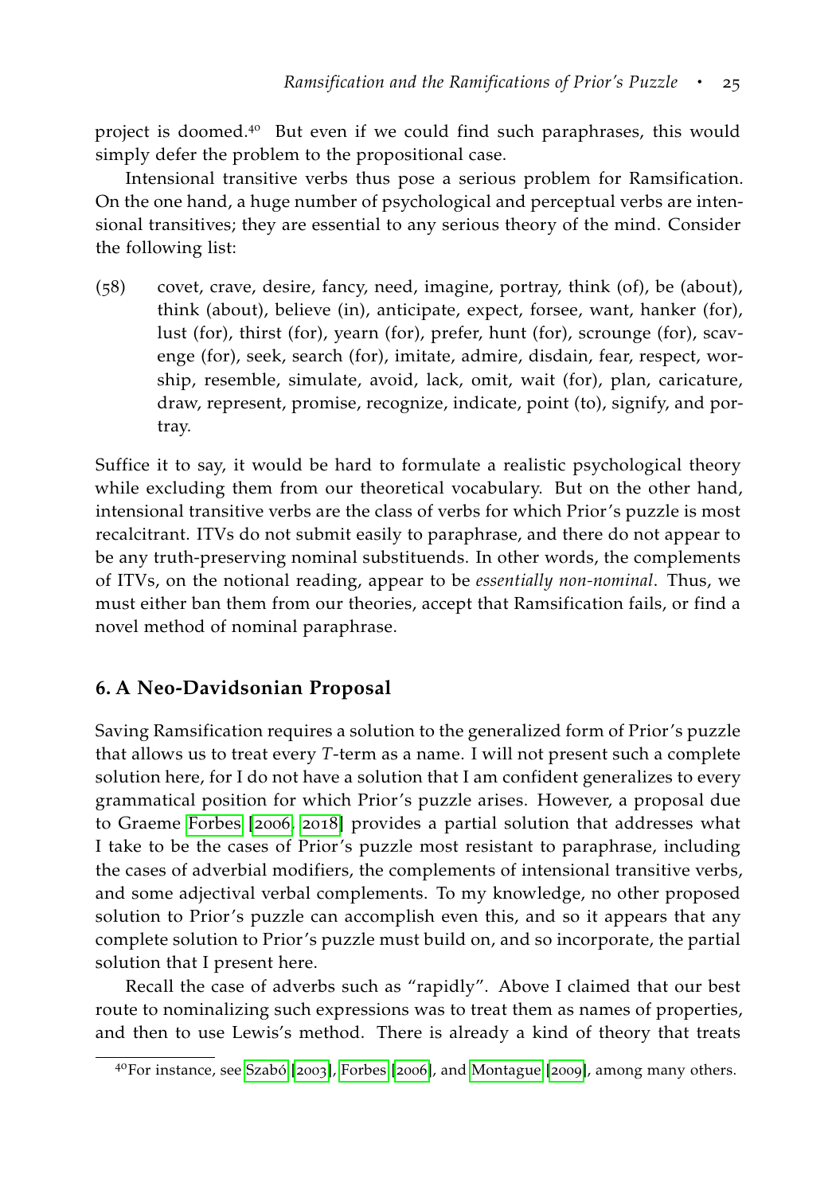project is doomed.[40] But even if we could find such paraphrases, this would simply defer the problem to the propositional case.

Intensional transitive verbs thus pose a serious problem for Ramsification. On the one hand, a huge number of psychological and perceptual verbs are intensional transitives; they are essential to any serious theory of the mind. Consider the following list:

(58) covet, crave, desire, fancy, need, imagine, portray, think (of), be (about), think (about), believe (in), anticipate, expect, forsee, want, hanker (for), lust (for), thirst (for), yearn (for), prefer, hunt (for), scrounge (for), scavenge (for), seek, search (for), imitate, admire, disdain, fear, respect, worship, resemble, simulate, avoid, lack, omit, wait (for), plan, caricature, draw, represent, promise, recognize, indicate, point (to), signify, and portray.

Suffice it to say, it would be hard to formulate a realistic psychological theory while excluding them from our theoretical vocabulary. But on the other hand, intensional transitive verbs are the class of verbs for which Prior's puzzle is most recalcitrant. ITVs do not submit easily to paraphrase, and there do not appear to be any truth-preserving nominal substituends. In other words, the complements of ITVs, on the notional reading, appear to be *essentially non-nominal*. Thus, we must either ban them from our theories, accept that Ramsification fails, or find a novel method of nominal paraphrase.

## 6. A Neo-Davidsonian Proposal

Saving Ramsification requires a solution to the generalized form of Prior's puzzle that allows us to treat every $T$-term as a name. I will not present such a complete solution here, for I do not have a solution that I am confident generalizes to every grammatical position for which Prior's puzzle arises. However, a proposal due to Graeme Forbes [2006, 2018] provides a partial solution that addresses what I take to be the cases of Prior's puzzle most resistant to paraphrase, including the cases of adverbial modifiers, the complements of intensional transitive verbs, and some adjectival verbal complements. To my knowledge, no other proposed solution to Prior's puzzle can accomplish even this, and so it appears that any complete solution to Prior's puzzle must build on, and so incorporate, the partial solution that I present here.

Recall the case of adverbs such as "rapidly". Above I claimed that our best route to nominalizing such expressions was to treat them as names of properties, and then to use Lewis's method. There is already a kind of theory that treats

[40] For instance, see Szabó [2003], Forbes [2006], and Montague [2009], among many others.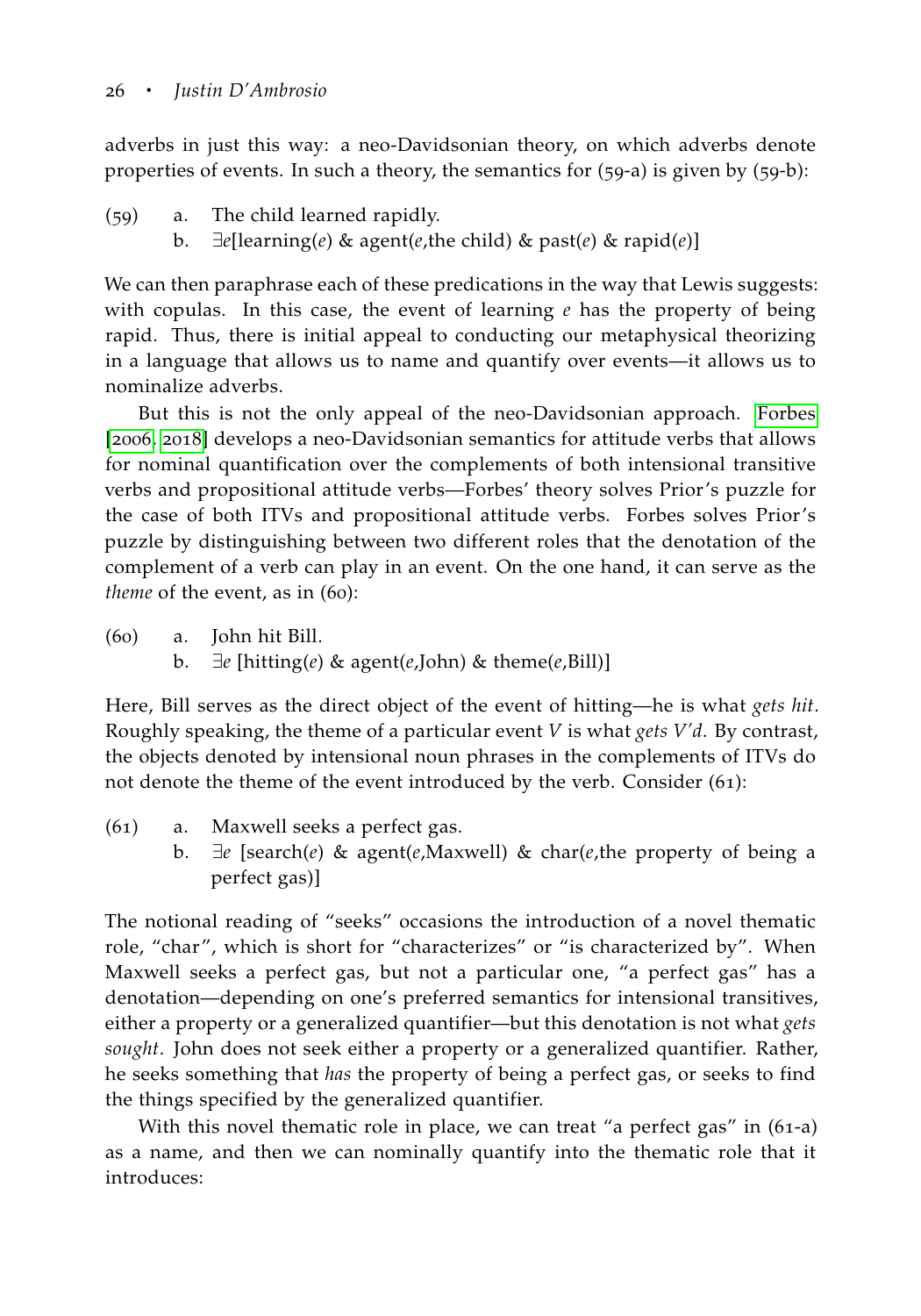adverbs in just this way: a neo-Davidsonian theory, on which adverbs denote properties of events. In such a theory, the semantics for (59-a) is given by (59-b):

(59) a. The child learned rapidly.
  b. $\exists e$[learning($e$) & agent($e$,the child) & past($e$) & rapid($e$)]

We can then paraphrase each of these predications in the way that Lewis suggests: with copulas. In this case, the event of learning $e$ has the property of being rapid. Thus, there is initial appeal to conducting our metaphysical theorizing in a language that allows us to name and quantify over events—it allows us to nominalize adverbs.

But this is not the only appeal of the neo-Davidsonian approach. Forbes [2006, 2018] develops a neo-Davidsonian semantics for attitude verbs that allows for nominal quantification over the complements of both intensional transitive verbs and propositional attitude verbs—Forbes' theory solves Prior's puzzle for the case of both ITVs and propositional attitude verbs. Forbes solves Prior's puzzle by distinguishing between two different roles that the denotation of the complement of a verb can play in an event. On the one hand, it can serve as the *theme* of the event, as in (60):

(60) a. John hit Bill.
  b. $\exists e$ [hitting($e$) & agent($e$,John) & theme($e$,Bill)]

Here, Bill serves as the direct object of the event of hitting—he is what *gets hit*. Roughly speaking, the theme of a particular event $V$ is what *gets V'd*. By contrast, the objects denoted by intensional noun phrases in the complements of ITVs do not denote the theme of the event introduced by the verb. Consider (61):

(61) a. Maxwell seeks a perfect gas.
  b. $\exists e$ [search($e$) & agent($e$,Maxwell) & char($e$,the property of being a perfect gas)]

The notional reading of "seeks" occasions the introduction of a novel thematic role, "char", which is short for "characterizes" or "is characterized by". When Maxwell seeks a perfect gas, but not a particular one, "a perfect gas" has a denotation—depending on one's preferred semantics for intensional transitives, either a property or a generalized quantifier—but this denotation is not what *gets sought*. John does not seek either a property or a generalized quantifier. Rather, he seeks something that *has* the property of being a perfect gas, or seeks to find the things specified by the generalized quantifier.

With this novel thematic role in place, we can treat "a perfect gas" in (61-a) as a name, and then we can nominally quantify into the thematic role that it introduces: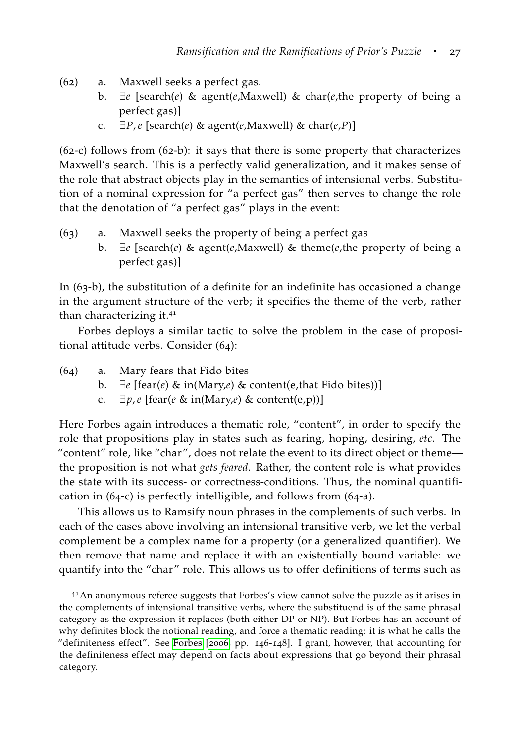(62) a. Maxwell seeks a perfect gas.

b. $\exists e$ [search($e$) & agent($e$,Maxwell) & char($e$,the property of being a perfect gas)]

c. $\exists P, e$ [search($e$) & agent($e$,Maxwell) & char($e$,$P$)]

(62-c) follows from (62-b): it says that there is some property that characterizes Maxwell's search. This is a perfectly valid generalization, and it makes sense of the role that abstract objects play in the semantics of intensional verbs. Substitution of a nominal expression for "a perfect gas" then serves to change the role that the denotation of "a perfect gas" plays in the event:

(63) a. Maxwell seeks the property of being a perfect gas

b. $\exists e$ [search($e$) & agent($e$,Maxwell) & theme($e$,the property of being a perfect gas)]

In (63-b), the substitution of a definite for an indefinite has occasioned a change in the argument structure of the verb; it specifies the theme of the verb, rather than characterizing it.[41]

Forbes deploys a similar tactic to solve the problem in the case of propositional attitude verbs. Consider (64):

(64) a. Mary fears that Fido bites

b. $\exists e$ [fear($e$) & in(Mary,$e$) & content(e,that Fido bites))]

c. $\exists p, e$ [fear($e$ & in(Mary,$e$) & content(e,p))]

Here Forbes again introduces a thematic role, "content", in order to specify the role that propositions play in states such as fearing, hoping, desiring, *etc*. The "content" role, like "char", does not relate the event to its direct object or theme—the proposition is not what *gets feared*. Rather, the content role is what provides the state with its success- or correctness-conditions. Thus, the nominal quantification in (64-c) is perfectly intelligible, and follows from (64-a).

This allows us to Ramsify noun phrases in the complements of such verbs. In each of the cases above involving an intensional transitive verb, we let the verbal complement be a complex name for a property (or a generalized quantifier). We then remove that name and replace it with an existentially bound variable: we quantify into the "char" role. This allows us to offer definitions of terms such as

---

[41] An anonymous referee suggests that Forbes's view cannot solve the puzzle as it arises in the complements of intensional transitive verbs, where the substituend is of the same phrasal category as the expression it replaces (both either DP or NP). But Forbes has an account of why definites block the notional reading, and force a thematic reading: it is what he calls the "definiteness effect". See Forbes [2006, pp. 146-148]. I grant, however, that accounting for the definiteness effect may depend on facts about expressions that go beyond their phrasal category.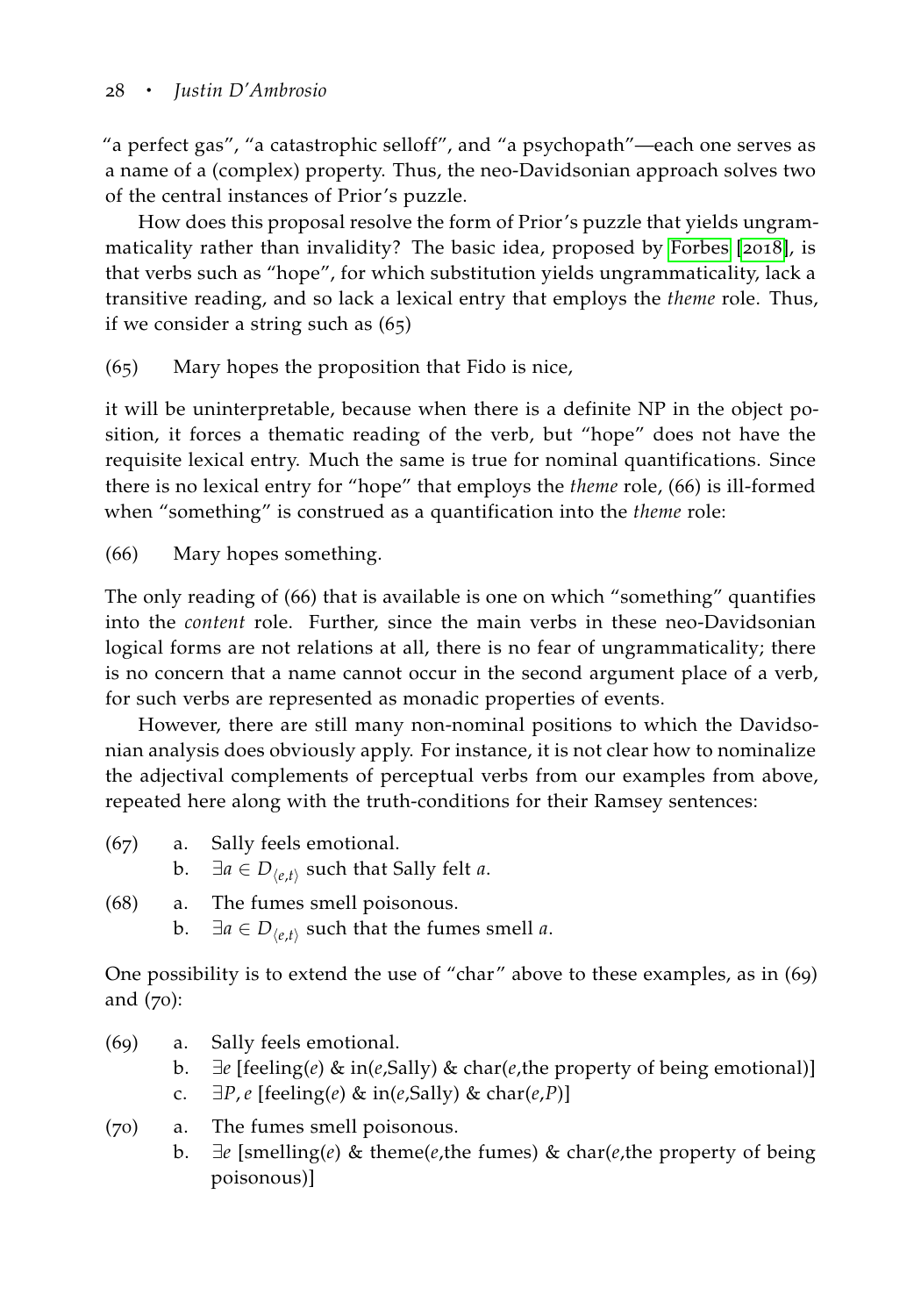"a perfect gas", "a catastrophic selloff", and "a psychopath"—each one serves as a name of a (complex) property. Thus, the neo-Davidsonian approach solves two of the central instances of Prior's puzzle.

How does this proposal resolve the form of Prior's puzzle that yields ungrammaticality rather than invalidity? The basic idea, proposed by Forbes [2018], is that verbs such as "hope", for which substitution yields ungrammaticality, lack a transitive reading, and so lack a lexical entry that employs the *theme* role. Thus, if we consider a string such as (65)

(65) Mary hopes the proposition that Fido is nice,

it will be uninterpretable, because when there is a definite NP in the object position, it forces a thematic reading of the verb, but "hope" does not have the requisite lexical entry. Much the same is true for nominal quantifications. Since there is no lexical entry for "hope" that employs the *theme* role, (66) is ill-formed when "something" is construed as a quantification into the *theme* role:

(66) Mary hopes something.

The only reading of (66) that is available is one on which "something" quantifies into the *content* role. Further, since the main verbs in these neo-Davidsonian logical forms are not relations at all, there is no fear of ungrammaticality; there is no concern that a name cannot occur in the second argument place of a verb, for such verbs are represented as monadic properties of events.

However, there are still many non-nominal positions to which the Davidsonian analysis does obviously apply. For instance, it is not clear how to nominalize the adjectival complements of perceptual verbs from our examples from above, repeated here along with the truth-conditions for their Ramsey sentences:

(67) a. Sally feels emotional.
b. $\exists a \in D_{\langle e,t \rangle}$ such that Sally felt $a$.

(68) a. The fumes smell poisonous.
b. $\exists a \in D_{\langle e,t \rangle}$ such that the fumes smell $a$.

One possibility is to extend the use of "char" above to these examples, as in (69) and (70):

(69) a. Sally feels emotional.
b. $\exists e$ [feeling($e$) & in($e$,Sally) & char($e$,the property of being emotional)]
c. $\exists P, e$ [feeling($e$) & in($e$,Sally) & char($e$,$P$)]

(70) a. The fumes smell poisonous.
b. $\exists e$ [smelling($e$) & theme($e$,the fumes) & char($e$,the property of being poisonous)]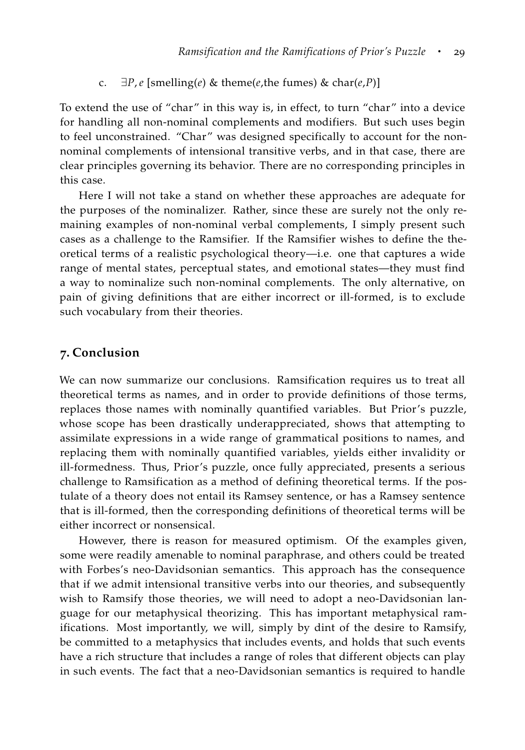c. $\exists P, e$ [smelling($e$) & theme($e$,the fumes) & char($e$,$P$)]

To extend the use of "char" in this way is, in effect, to turn "char" into a device for handling all non-nominal complements and modifiers. But such uses begin to feel unconstrained. "Char" was designed specifically to account for the non-nominal complements of intensional transitive verbs, and in that case, there are clear principles governing its behavior. There are no corresponding principles in this case.

Here I will not take a stand on whether these approaches are adequate for the purposes of the nominalizer. Rather, since these are surely not the only remaining examples of non-nominal verbal complements, I simply present such cases as a challenge to the Ramsifier. If the Ramsifier wishes to define the theoretical terms of a realistic psychological theory—i.e. one that captures a wide range of mental states, perceptual states, and emotional states—they must find a way to nominalize such non-nominal complements. The only alternative, on pain of giving definitions that are either incorrect or ill-formed, is to exclude such vocabulary from their theories.

## 7. Conclusion

We can now summarize our conclusions. Ramsification requires us to treat all theoretical terms as names, and in order to provide definitions of those terms, replaces those names with nominally quantified variables. But Prior's puzzle, whose scope has been drastically underappreciated, shows that attempting to assimilate expressions in a wide range of grammatical positions to names, and replacing them with nominally quantified variables, yields either invalidity or ill-formedness. Thus, Prior's puzzle, once fully appreciated, presents a serious challenge to Ramsification as a method of defining theoretical terms. If the postulate of a theory does not entail its Ramsey sentence, or has a Ramsey sentence that is ill-formed, then the corresponding definitions of theoretical terms will be either incorrect or nonsensical.

However, there is reason for measured optimism. Of the examples given, some were readily amenable to nominal paraphrase, and others could be treated with Forbes's neo-Davidsonian semantics. This approach has the consequence that if we admit intensional transitive verbs into our theories, and subsequently wish to Ramsify those theories, we will need to adopt a neo-Davidsonian language for our metaphysical theorizing. This has important metaphysical ramifications. Most importantly, we will, simply by dint of the desire to Ramsify, be committed to a metaphysics that includes events, and holds that such events have a rich structure that includes a range of roles that different objects can play in such events. The fact that a neo-Davidsonian semantics is required to handle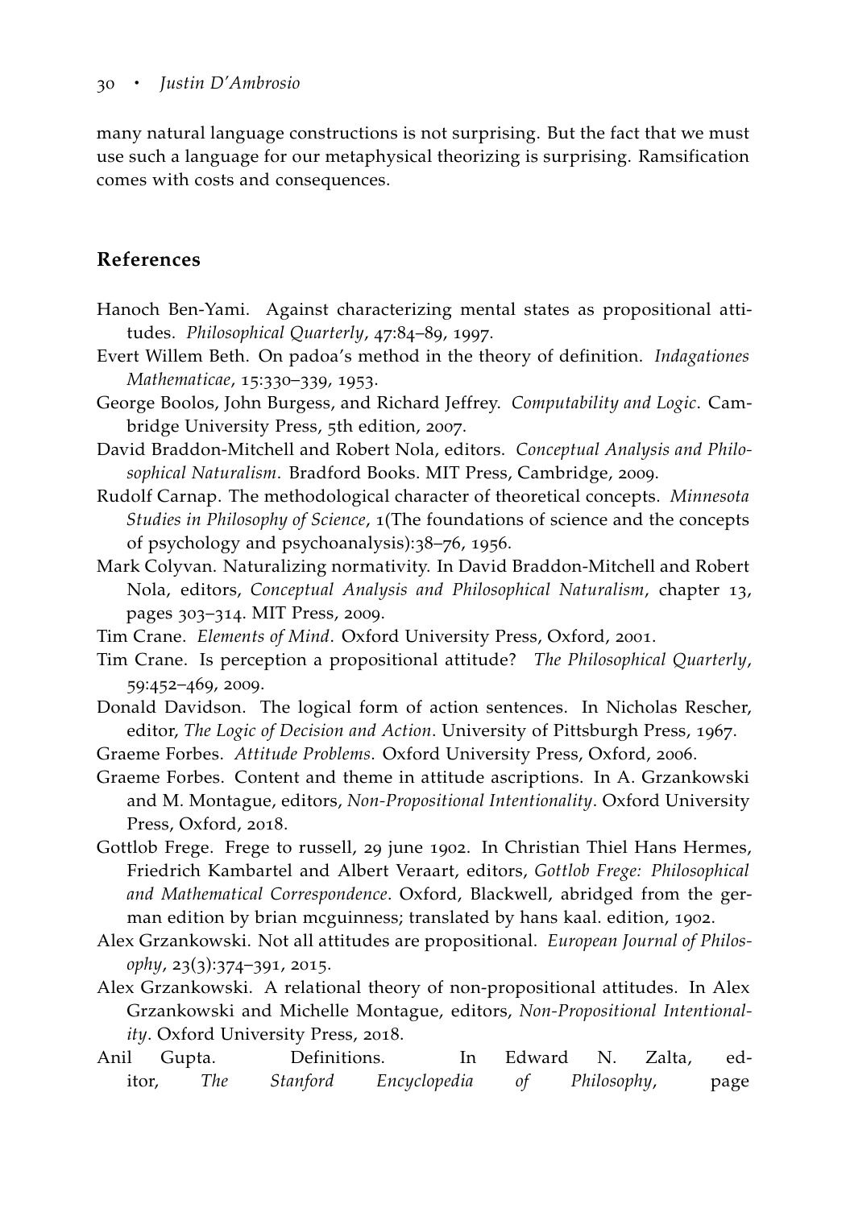many natural language constructions is not surprising. But the fact that we must use such a language for our metaphysical theorizing is surprising. Ramsification comes with costs and consequences.

## References

Hanoch Ben-Yami. Against characterizing mental states as propositional attitudes. *Philosophical Quarterly*, 47:84–89, 1997.

Evert Willem Beth. On padoa's method in the theory of definition. *Indagationes Mathematicae*, 15:330–339, 1953.

George Boolos, John Burgess, and Richard Jeffrey. *Computability and Logic*. Cambridge University Press, 5th edition, 2007.

David Braddon-Mitchell and Robert Nola, editors. *Conceptual Analysis and Philosophical Naturalism*. Bradford Books. MIT Press, Cambridge, 2009.

Rudolf Carnap. The methodological character of theoretical concepts. *Minnesota Studies in Philosophy of Science*, 1(The foundations of science and the concepts of psychology and psychoanalysis):38–76, 1956.

Mark Colyvan. Naturalizing normativity. In David Braddon-Mitchell and Robert Nola, editors, *Conceptual Analysis and Philosophical Naturalism*, chapter 13, pages 303–314. MIT Press, 2009.

Tim Crane. *Elements of Mind*. Oxford University Press, Oxford, 2001.

Tim Crane. Is perception a propositional attitude? *The Philosophical Quarterly*, 59:452–469, 2009.

Donald Davidson. The logical form of action sentences. In Nicholas Rescher, editor, *The Logic of Decision and Action*. University of Pittsburgh Press, 1967.

Graeme Forbes. *Attitude Problems*. Oxford University Press, Oxford, 2006.

Graeme Forbes. Content and theme in attitude ascriptions. In A. Grzankowski and M. Montague, editors, *Non-Propositional Intentionality*. Oxford University Press, Oxford, 2018.

Gottlob Frege. Frege to russell, 29 june 1902. In Christian Thiel Hans Hermes, Friedrich Kambartel and Albert Veraart, editors, *Gottlob Frege: Philosophical and Mathematical Correspondence*. Oxford, Blackwell, abridged from the german edition by brian mcguinness; translated by hans kaal. edition, 1902.

Alex Grzankowski. Not all attitudes are propositional. *European Journal of Philosophy*, 23(3):374–391, 2015.

Alex Grzankowski. A relational theory of non-propositional attitudes. In Alex Grzankowski and Michelle Montague, editors, *Non-Propositional Intentionality*. Oxford University Press, 2018.

Anil Gupta. Definitions. In Edward N. Zalta, editor, *The Stanford Encyclopedia of Philosophy*, page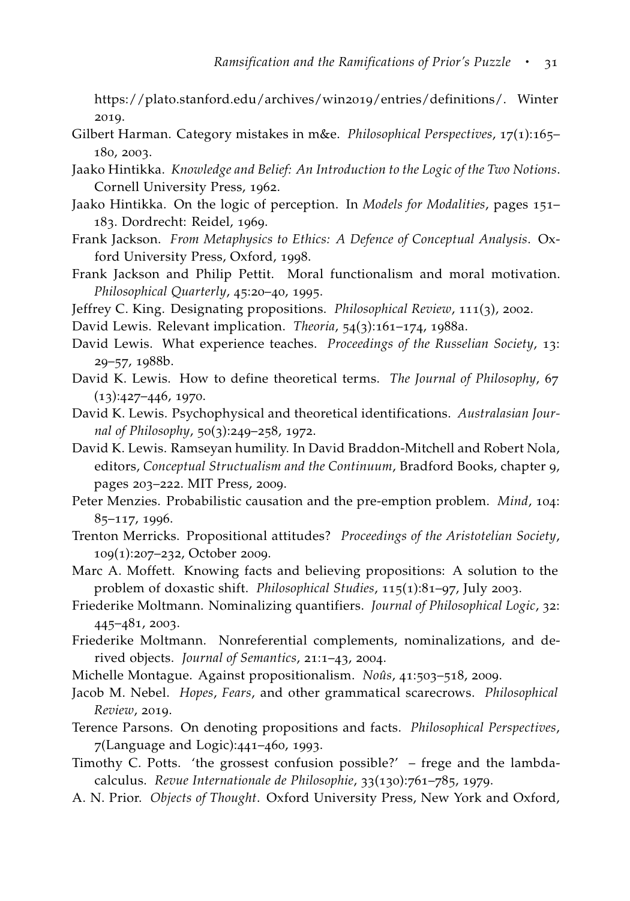https://plato.stanford.edu/archives/win2019/entries/definitions/. Winter 2019.

Gilbert Harman. Category mistakes in m&e. *Philosophical Perspectives*, 17(1):165–180, 2003.

Jaako Hintikka. *Knowledge and Belief: An Introduction to the Logic of the Two Notions*. Cornell University Press, 1962.

Jaako Hintikka. On the logic of perception. In *Models for Modalities*, pages 151–183. Dordrecht: Reidel, 1969.

Frank Jackson. *From Metaphysics to Ethics: A Defence of Conceptual Analysis*. Oxford University Press, Oxford, 1998.

Frank Jackson and Philip Pettit. Moral functionalism and moral motivation. *Philosophical Quarterly*, 45:20–40, 1995.

Jeffrey C. King. Designating propositions. *Philosophical Review*, 111(3), 2002.

David Lewis. Relevant implication. *Theoria*, 54(3):161–174, 1988a.

David Lewis. What experience teaches. *Proceedings of the Russelian Society*, 13: 29–57, 1988b.

David K. Lewis. How to define theoretical terms. *The Journal of Philosophy*, 67 (13):427–446, 1970.

David K. Lewis. Psychophysical and theoretical identifications. *Australasian Journal of Philosophy*, 50(3):249–258, 1972.

David K. Lewis. Ramseyan humility. In David Braddon-Mitchell and Robert Nola, editors, *Conceptual Structualism and the Continuum*, Bradford Books, chapter 9, pages 203–222. MIT Press, 2009.

Peter Menzies. Probabilistic causation and the pre-emption problem. *Mind*, 104: 85–117, 1996.

Trenton Merricks. Propositional attitudes? *Proceedings of the Aristotelian Society*, 109(1):207–232, October 2009.

Marc A. Moffett. Knowing facts and believing propositions: A solution to the problem of doxastic shift. *Philosophical Studies*, 115(1):81–97, July 2003.

Friederike Moltmann. Nominalizing quantifiers. *Journal of Philosophical Logic*, 32: 445–481, 2003.

Friederike Moltmann. Nonreferential complements, nominalizations, and derived objects. *Journal of Semantics*, 21:1–43, 2004.

Michelle Montague. Against propositionalism. *Noûs*, 41:503–518, 2009.

Jacob M. Nebel. *Hopes*, *Fears*, and other grammatical scarecrows. *Philosophical Review*, 2019.

Terence Parsons. On denoting propositions and facts. *Philosophical Perspectives*, 7(Language and Logic):441–460, 1993.

Timothy C. Potts. 'the grossest confusion possible?' – frege and the lambda-calculus. *Revue Internationale de Philosophie*, 33(130):761–785, 1979.

A. N. Prior. *Objects of Thought*. Oxford University Press, New York and Oxford,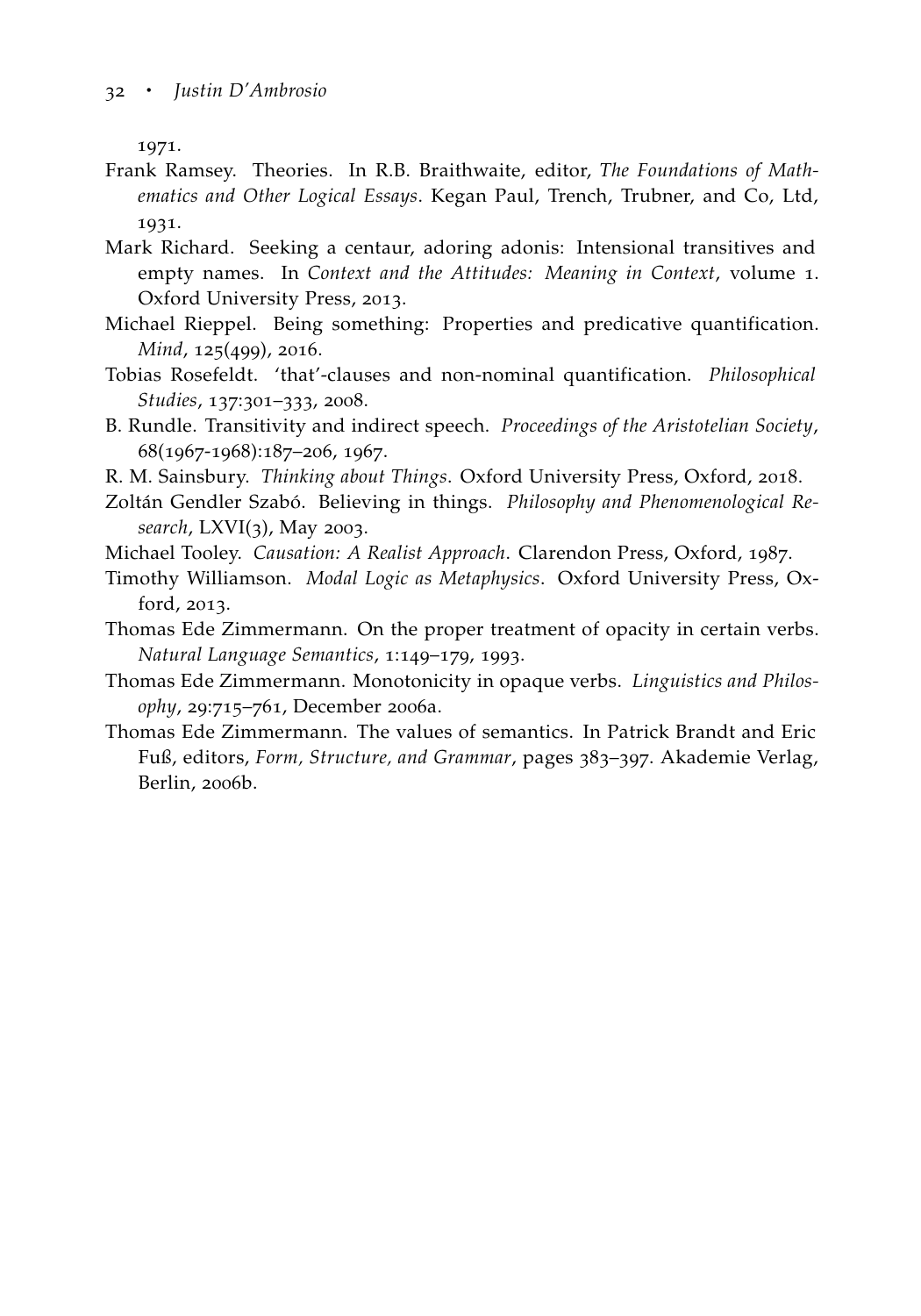1971.

Frank Ramsey. Theories. In R.B. Braithwaite, editor, *The Foundations of Mathematics and Other Logical Essays*. Kegan Paul, Trench, Trubner, and Co, Ltd, 1931.

Mark Richard. Seeking a centaur, adoring adonis: Intensional transitives and empty names. In *Context and the Attitudes: Meaning in Context*, volume 1. Oxford University Press, 2013.

Michael Rieppel. Being something: Properties and predicative quantification. *Mind*, 125(499), 2016.

Tobias Rosefeldt. 'that'-clauses and non-nominal quantification. *Philosophical Studies*, 137:301–333, 2008.

B. Rundle. Transitivity and indirect speech. *Proceedings of the Aristotelian Society*, 68(1967-1968):187–206, 1967.

R. M. Sainsbury. *Thinking about Things*. Oxford University Press, Oxford, 2018.

Zoltán Gendler Szabó. Believing in things. *Philosophy and Phenomenological Research*, LXVI(3), May 2003.

Michael Tooley. *Causation: A Realist Approach*. Clarendon Press, Oxford, 1987.

Timothy Williamson. *Modal Logic as Metaphysics*. Oxford University Press, Oxford, 2013.

Thomas Ede Zimmermann. On the proper treatment of opacity in certain verbs. *Natural Language Semantics*, 1:149–179, 1993.

Thomas Ede Zimmermann. Monotonicity in opaque verbs. *Linguistics and Philosophy*, 29:715–761, December 2006a.

Thomas Ede Zimmermann. The values of semantics. In Patrick Brandt and Eric Fuß, editors, *Form, Structure, and Grammar*, pages 383–397. Akademie Verlag, Berlin, 2006b.